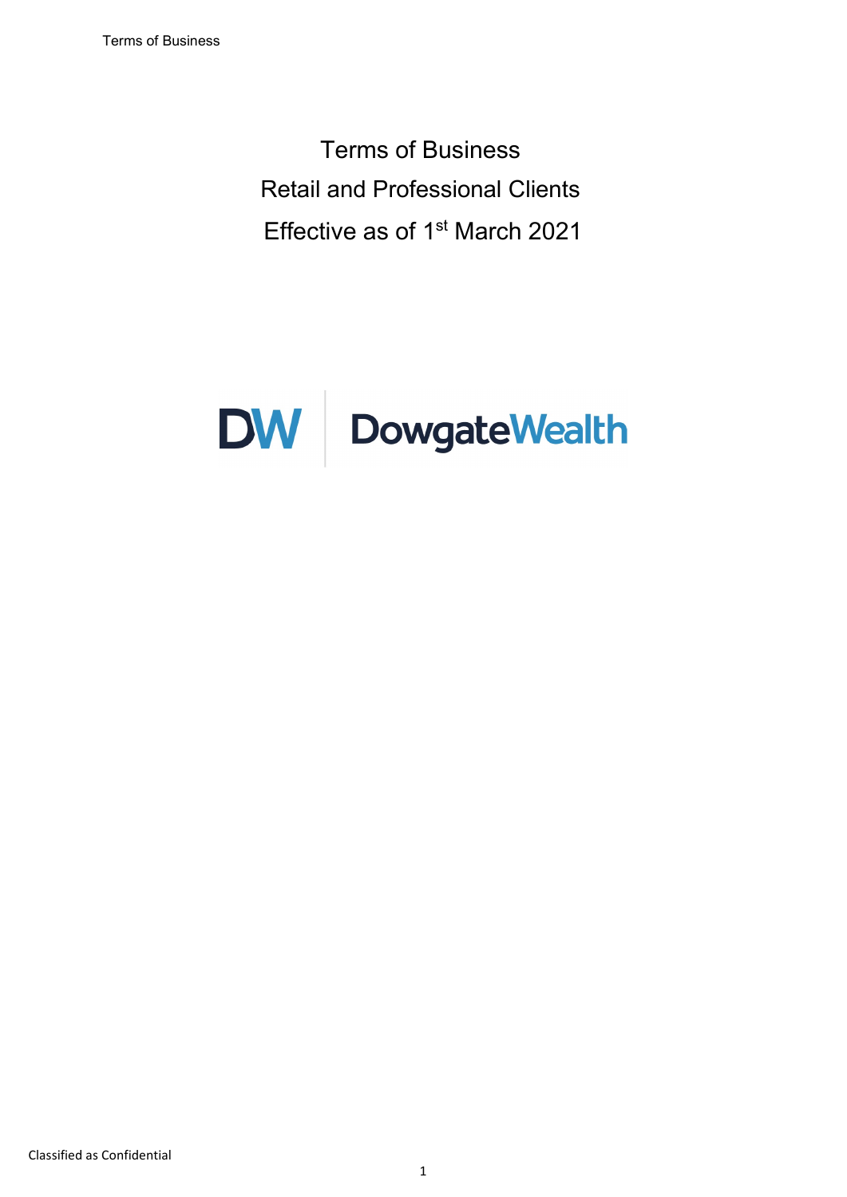# Terms of Business

## Retail and Professional Clients

## Effective as of 1st March 2021

DW DowgateWealth

Classified as Confidential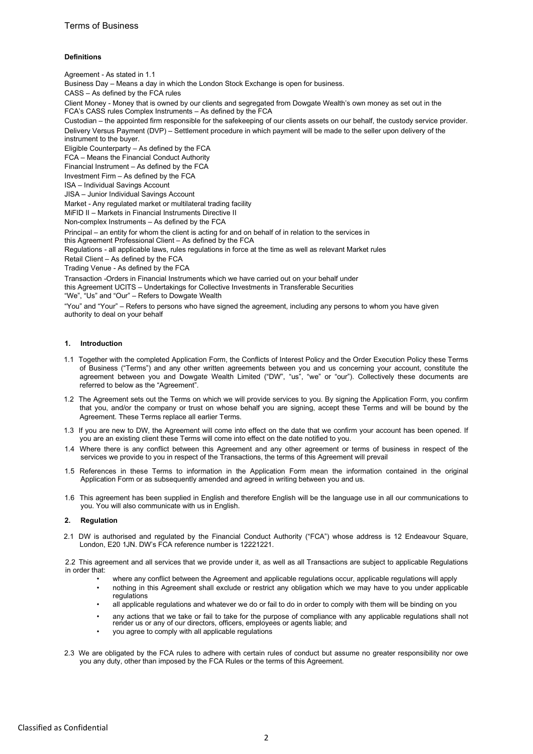# Terms of Business

**Definitions**

Agreement - As stated in 1.1

Business Day – Means a day in which the London Stock Exchange is open for business.

CASS – As defined by the FCA rules

Client Money - Money that is owned by our clients and segregated from Dowgate Wealth's own money as set out in the FCA's CASS rules Complex Instruments – As defined by the FCA

Custodian – the appointed firm responsible for the safekeeping of our clients assets on our behalf, the custody service provider.

Delivery Versus Payment (DVP) – Settlement procedure in which payment will be made to the seller upon delivery of the instrument to the buyer.

Eligible Counterparty – As defined by the FCA

FCA – Means the Financial Conduct Authority

Financial Instrument – As defined by the FCA

Investment Firm – As defined by the FCA

ISA – Individual Savings Account

JISA – Junior Individual Savings Account

Market - Any regulated market or multilateral trading facility

MiFID II – Markets in Financial Instruments Directive II

Non-complex Instruments – As defined by the FCA

Principal – an entity for whom the client is acting for and on behalf of in relation to the services in this Agreement Professional Client – As defined by the FCA

Regulations - all applicable laws, rules regulations in force at the time as well as relevant Market rules

Retail Client – As defined by the FCA

Trading Venue - As defined by the FCA

Transaction -Orders in Financial Instruments which we have carried out on your behalf under this Agreement UCITS – Undertakings for Collective Investments in Transferable Securities

"We", "Us" and "Our" – Refers to Dowgate Wealth

"You" and "Your" – Refers to persons who have signed the agreement, including any persons to whom you have given authority to deal on your behalf

## 1. Introduction

1.1 Together with the completed Application Form, the Conflicts of Interest Policy and the Order Execution Policy these Terms of Business ("Terms") and any other written agreements between you and us concerning your account, constitute the agreement between you and Dowgate Wealth Limited ("DW", "us", "we" or "our"). Collectively these documents are referred to below as the "Agreement".

1.2 The Agreement sets out the Terms on which we will provide services to you. By signing the Application Form, you confirm that you, and/or the company or trust on whose behalf you are signing, accept these Terms and will be bound by the Agreement. These Terms replace all earlier Terms.

1.3 If you are new to DW, the Agreement will come into effect on the date that we confirm your account has been opened. If you are an existing client these Terms will come into effect on the date notified to you.

1.4 Where there is any conflict between this Agreement and any other agreement or terms of business in respect of the services we provide to you in respect of the Transactions, the terms of this Agreement will prevail

1.5 References in these Terms to information in the Application Form mean the information contained in the original Application Form or as subsequently amended and agreed in writing between you and us.

1.6 This agreement has been supplied in English and therefore English will be the language use in all our communications to you. You will also communicate with us in English.

## 2. Regulation

2.1 DW is authorised and regulated by the Financial Conduct Authority ("FCA") whose address is 12 Endeavour Square, London, E20 1JN. DW's FCA reference number is 12221221.

2.2 This agreement and all services that we provide under it, as well as all Transactions are subject to applicable Regulations in order that:

- where any conflict between the Agreement and applicable regulations occur, applicable regulations will apply
- nothing in this Agreement shall exclude or restrict any obligation which we may have to you under applicable regulations
- all applicable regulations and whatever we do or fail to do in order to comply with them will be binding on you
- any actions that we take or fail to take for the purpose of compliance with any applicable regulations shall not render us or any of our directors, officers, employees or agents liable; and
- you agree to comply with all applicable regulations

2.3 We are obligated by the FCA rules to adhere with certain rules of conduct but assume no greater responsibility nor owe you any duty, other than imposed by the FCA Rules or the terms of this Agreement.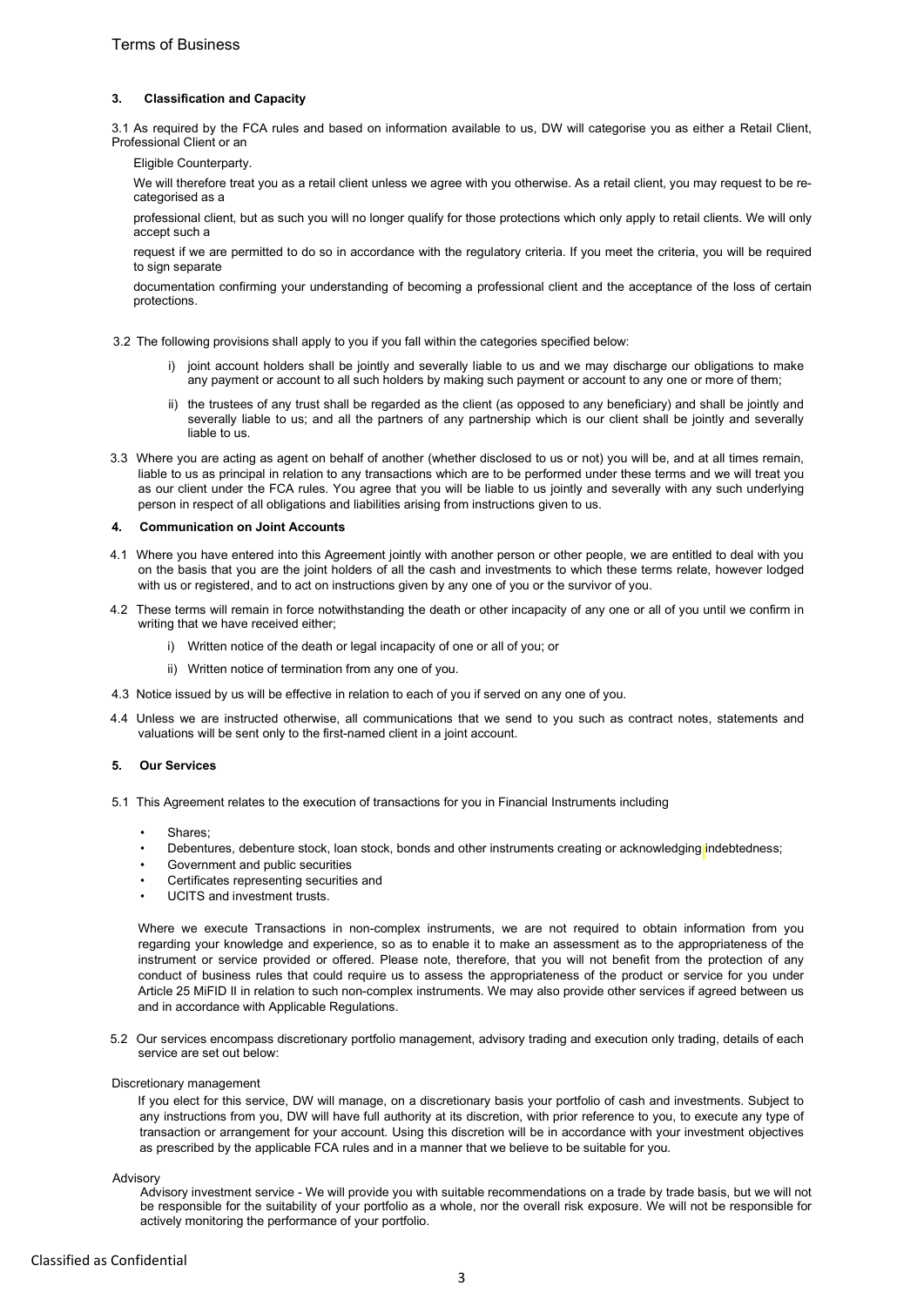## 3. Classification and Capacity

3.1 As required by the FCA rules and based on information available to us, DW will categorise you as either a Retail Client, Professional Client or an Eligible Counterparty.

We will therefore treat you as a retail client unless we agree with you otherwise. As a retail client, you may request to be re-categorised as a professional client, but as such you will no longer qualify for those protections which only apply to retail clients. We will only accept such a request if we are permitted to do so in accordance with the regulatory criteria. If you meet the criteria, you will be required to sign separate documentation confirming your understanding of becoming a professional client and the acceptance of the loss of certain protections.

3.2 The following provisions shall apply to you if you fall within the categories specified below:

i) joint account holders shall be jointly and severally liable to us and we may discharge our obligations to make any payment or account to all such holders by making such payment or account to any one or more of them;

ii) the trustees of any trust shall be regarded as the client (as opposed to any beneficiary) and shall be jointly and severally liable to us; and all the partners of any partnership which is our client shall be jointly and severally liable to us.

3.3 Where you are acting as agent on behalf of another (whether disclosed to us or not) you will be, and at all times remain, liable to us as principal in relation to any transactions which are to be performed under these terms and we will treat you as our client under the FCA rules. You agree that you will be liable to us jointly and severally with any such underlying person in respect of all obligations and liabilities arising from instructions given to us.

## 4. Communication on Joint Accounts

4.1 Where you have entered into this Agreement jointly with another person or other people, we are entitled to deal with you on the basis that you are the joint holders of all the cash and investments to which these terms relate, however lodged with us or registered, and to act on instructions given by any one of you or the survivor of you.

4.2 These terms will remain in force notwithstanding the death or other incapacity of any one or all of you until we confirm in writing that we have received either;

i) Written notice of the death or legal incapacity of one or all of you; or

ii) Written notice of termination from any one of you.

4.3 Notice issued by us will be effective in relation to each of you if served on any one of you.

4.4 Unless we are instructed otherwise, all communications that we send to you such as contract notes, statements and valuations will be sent only to the first-named client in a joint account.

## 5. Our Services

5.1 This Agreement relates to the execution of transactions for you in Financial Instruments including

- Shares;
- Debentures, debenture stock, loan stock, bonds and other instruments creating or acknowledging indebtedness;
- Government and public securities
- Certificates representing securities and
- UCITS and investment trusts.

Where we execute Transactions in non-complex instruments, we are not required to obtain information from you regarding your knowledge and experience, so as to enable it to make an assessment as to the appropriateness of the instrument or service provided or offered. Please note, therefore, that you will not benefit from the protection of any conduct of business rules that could require us to assess the appropriateness of the product or service for you under Article 25 MiFID II in relation to such non-complex instruments. We may also provide other services if agreed between us and in accordance with Applicable Regulations.

5.2 Our services encompass discretionary portfolio management, advisory trading and execution only trading, details of each service are set out below:

Discretionary management

If you elect for this service, DW will manage, on a discretionary basis your portfolio of cash and investments. Subject to any instructions from you, DW will have full authority at its discretion, with prior reference to you, to execute any type of transaction or arrangement for your account. Using this discretion will be in accordance with your investment objectives as prescribed by the applicable FCA rules and in a manner that we believe to be suitable for you.

Advisory

Advisory investment service - We will provide you with suitable recommendations on a trade by trade basis, but we will not be responsible for the suitability of your portfolio as a whole, nor the overall risk exposure. We will not be responsible for actively monitoring the performance of your portfolio.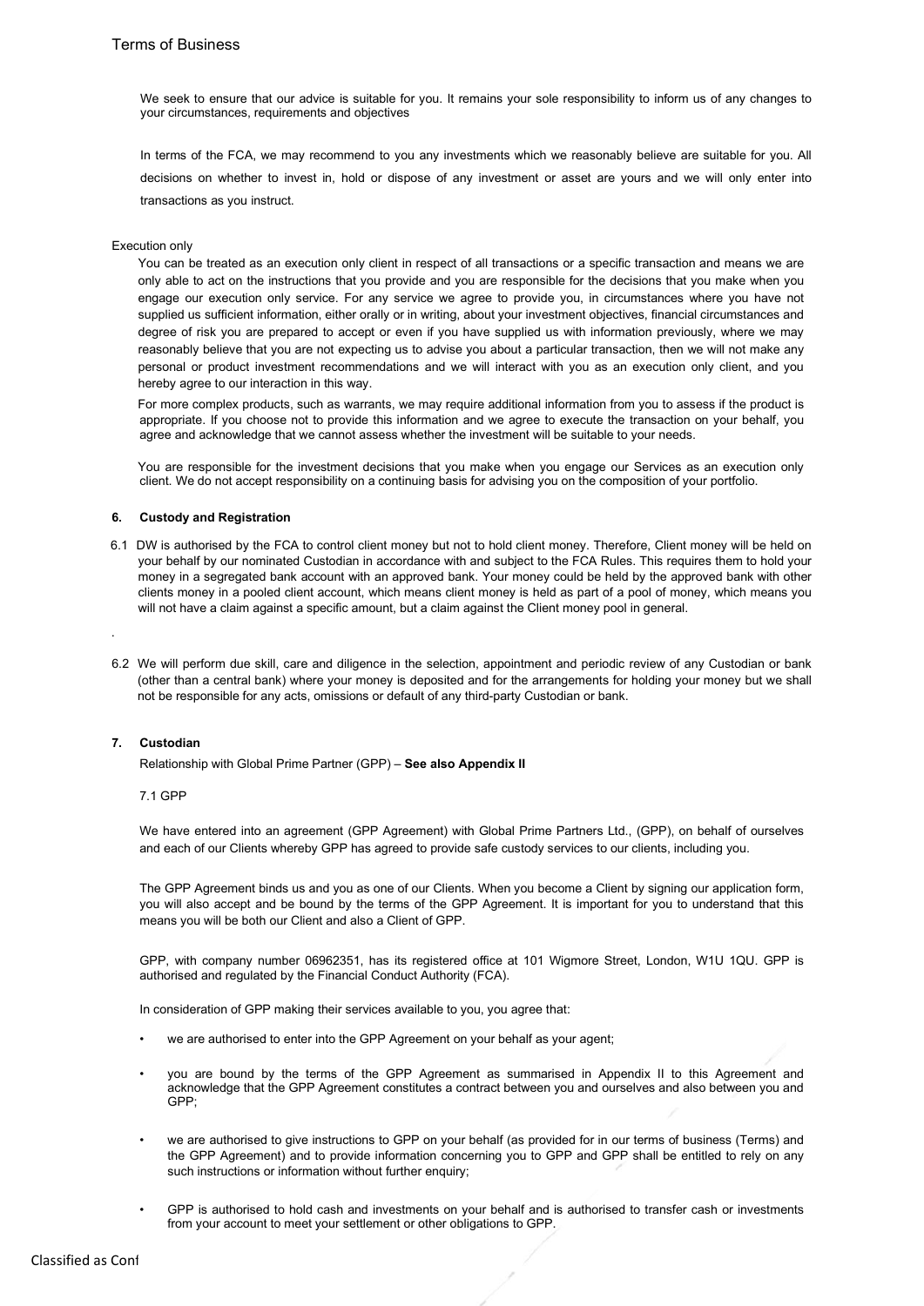We seek to ensure that our advice is suitable for you. It remains your sole responsibility to inform us of any changes to your circumstances, requirements and objectives

In terms of the FCA, we may recommend to you any investments which we reasonably believe are suitable for you. All decisions on whether to invest in, hold or dispose of any investment or asset are yours and we will only enter into transactions as you instruct.

Execution only

You can be treated as an execution only client in respect of all transactions or a specific transaction and means we are only able to act on the instructions that you provide and you are responsible for the decisions that you make when you engage our execution only service. For any service we agree to provide you, in circumstances where you have not supplied us sufficient information, either orally or in writing, about your investment objectives, financial circumstances and degree of risk you are prepared to accept or even if you have supplied us with information previously, where we may reasonably believe that you are not expecting us to advise you about a particular transaction, then we will not make any personal or product investment recommendations and we will interact with you as an execution only client, and you hereby agree to our interaction in this way.

For more complex products, such as warrants, we may require additional information from you to assess if the product is appropriate. If you choose not to provide this information and we agree to execute the transaction on your behalf, you agree and acknowledge that we cannot assess whether the investment will be suitable to your needs.

You are responsible for the investment decisions that you make when you engage our Services as an execution only client. We do not accept responsibility on a continuing basis for advising you on the composition of your portfolio.

### 6. Custody and Registration

6.1 DW is authorised by the FCA to control client money but not to hold client money. Therefore, Client money will be held on your behalf by our nominated Custodian in accordance with and subject to the FCA Rules. This requires them to hold your money in a segregated bank account with an approved bank. Your money could be held by the approved bank with other clients money in a pooled client account, which means client money is held as part of a pool of money, which means you will not have a claim against a specific amount, but a claim against the Client money pool in general.

.

6.2 We will perform due skill, care and diligence in the selection, appointment and periodic review of any Custodian or bank (other than a central bank) where your money is deposited and for the arrangements for holding your money but we shall not be responsible for any acts, omissions or default of any third-party Custodian or bank.

### 7. Custodian

Relationship with Global Prime Partner (GPP) – **See also Appendix II**

7.1 GPP

We have entered into an agreement (GPP Agreement) with Global Prime Partners Ltd., (GPP), on behalf of ourselves and each of our Clients whereby GPP has agreed to provide safe custody services to our clients, including you.

The GPP Agreement binds us and you as one of our Clients. When you become a Client by signing our application form, you will also accept and be bound by the terms of the GPP Agreement. It is important for you to understand that this means you will be both our Client and also a Client of GPP.

GPP, with company number 06962351, has its registered office at 101 Wigmore Street, London, W1U 1QU. GPP is authorised and regulated by the Financial Conduct Authority (FCA).

In consideration of GPP making their services available to you, you agree that:

- we are authorised to enter into the GPP Agreement on your behalf as your agent;
- you are bound by the terms of the GPP Agreement as summarised in Appendix II to this Agreement and acknowledge that the GPP Agreement constitutes a contract between you and ourselves and also between you and GPP;
- we are authorised to give instructions to GPP on your behalf (as provided for in our terms of business (Terms) and the GPP Agreement) and to provide information concerning you to GPP and GPP shall be entitled to rely on any such instructions or information without further enquiry;
- GPP is authorised to hold cash and investments on your behalf and is authorised to transfer cash or investments from your account to meet your settlement or other obligations to GPP.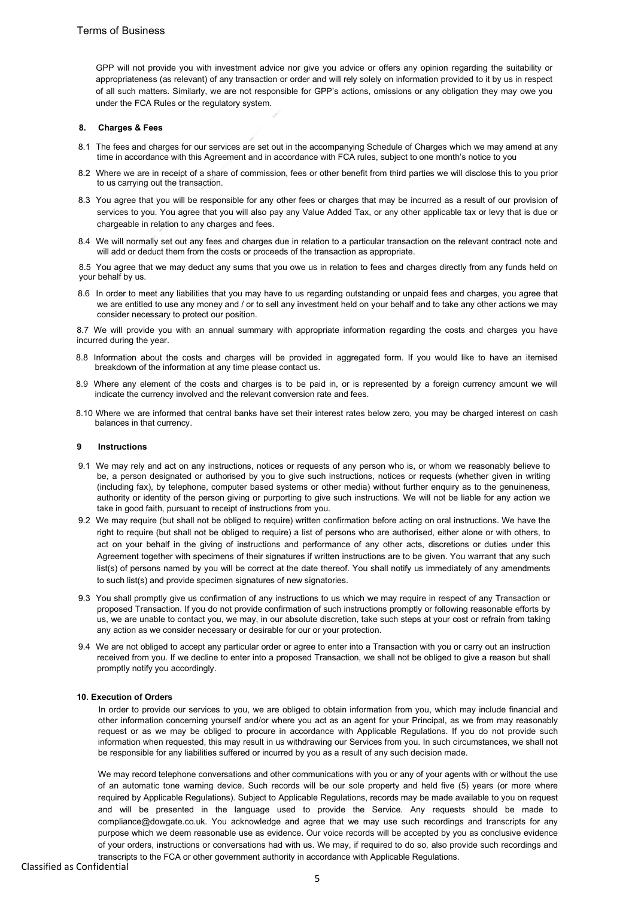GPP will not provide you with investment advice nor give you advice or offers any opinion regarding the suitability or appropriateness (as relevant) of any transaction or order and will rely solely on information provided to it by us in respect of all such matters. Similarly, we are not responsible for GPP's actions, omissions or any obligation they may owe you under the FCA Rules or the regulatory system.

## 8. Charges & Fees

8.1 The fees and charges for our services are set out in the accompanying Schedule of Charges which we may amend at any time in accordance with this Agreement and in accordance with FCA rules, subject to one month's notice to you

8.2 Where we are in receipt of a share of commission, fees or other benefit from third parties we will disclose this to you prior to us carrying out the transaction.

8.3 You agree that you will be responsible for any other fees or charges that may be incurred as a result of our provision of services to you. You agree that you will also pay any Value Added Tax, or any other applicable tax or levy that is due or chargeable in relation to any charges and fees.

8.4 We will normally set out any fees and charges due in relation to a particular transaction on the relevant contract note and will add or deduct them from the costs or proceeds of the transaction as appropriate.

8.5 You agree that we may deduct any sums that you owe us in relation to fees and charges directly from any funds held on your behalf by us.

8.6 In order to meet any liabilities that you may have to us regarding outstanding or unpaid fees and charges, you agree that we are entitled to use any money and / or to sell any investment held on your behalf and to take any other actions we may consider necessary to protect our position.

8.7 We will provide you with an annual summary with appropriate information regarding the costs and charges you have incurred during the year.

8.8 Information about the costs and charges will be provided in aggregated form. If you would like to have an itemised breakdown of the information at any time please contact us.

8.9 Where any element of the costs and charges is to be paid in, or is represented by a foreign currency amount we will indicate the currency involved and the relevant conversion rate and fees.

8.10 Where we are informed that central banks have set their interest rates below zero, you may be charged interest on cash balances in that currency.

## 9 Instructions

9.1 We may rely and act on any instructions, notices or requests of any person who is, or whom we reasonably believe to be, a person designated or authorised by you to give such instructions, notices or requests (whether given in writing (including fax), by telephone, computer based systems or other media) without further enquiry as to the genuineness, authority or identity of the person giving or purporting to give such instructions. We will not be liable for any action we take in good faith, pursuant to receipt of instructions from you.

9.2 We may require (but shall not be obliged to require) written confirmation before acting on oral instructions. We have the right to require (but shall not be obliged to require) a list of persons who are authorised, either alone or with others, to act on your behalf in the giving of instructions and performance of any other acts, discretions or duties under this Agreement together with specimens of their signatures if written instructions are to be given. You warrant that any such list(s) of persons named by you will be correct at the date thereof. You shall notify us immediately of any amendments to such list(s) and provide specimen signatures of new signatories.

9.3 You shall promptly give us confirmation of any instructions to us which we may require in respect of any Transaction or proposed Transaction. If you do not provide confirmation of such instructions promptly or following reasonable efforts by us, we are unable to contact you, we may, in our absolute discretion, take such steps at your cost or refrain from taking any action as we consider necessary or desirable for our or your protection.

9.4 We are not obliged to accept any particular order or agree to enter into a Transaction with you or carry out an instruction received from you. If we decline to enter into a proposed Transaction, we shall not be obliged to give a reason but shall promptly notify you accordingly.

## 10. Execution of Orders

In order to provide our services to you, we are obliged to obtain information from you, which may include financial and other information concerning yourself and/or where you act as an agent for your Principal, as we from may reasonably request or as we may be obliged to procure in accordance with Applicable Regulations. If you do not provide such information when requested, this may result in us withdrawing our Services from you. In such circumstances, we shall not be responsible for any liabilities suffered or incurred by you as a result of any such decision made.

We may record telephone conversations and other communications with you or any of your agents with or without the use of an automatic tone warning device. Such records will be our sole property and held five (5) years (or more where required by Applicable Regulations). Subject to Applicable Regulations, records may be made available to you on request and will be presented in the language used to provide the Service. Any requests should be made to compliance@dowgate.co.uk. You acknowledge and agree that we may use such recordings and transcripts for any purpose which we deem reasonable use as evidence. Our voice records will be accepted by you as conclusive evidence of your orders, instructions or conversations had with us. We may, if required to do so, also provide such recordings and transcripts to the FCA or other government authority in accordance with Applicable Regulations.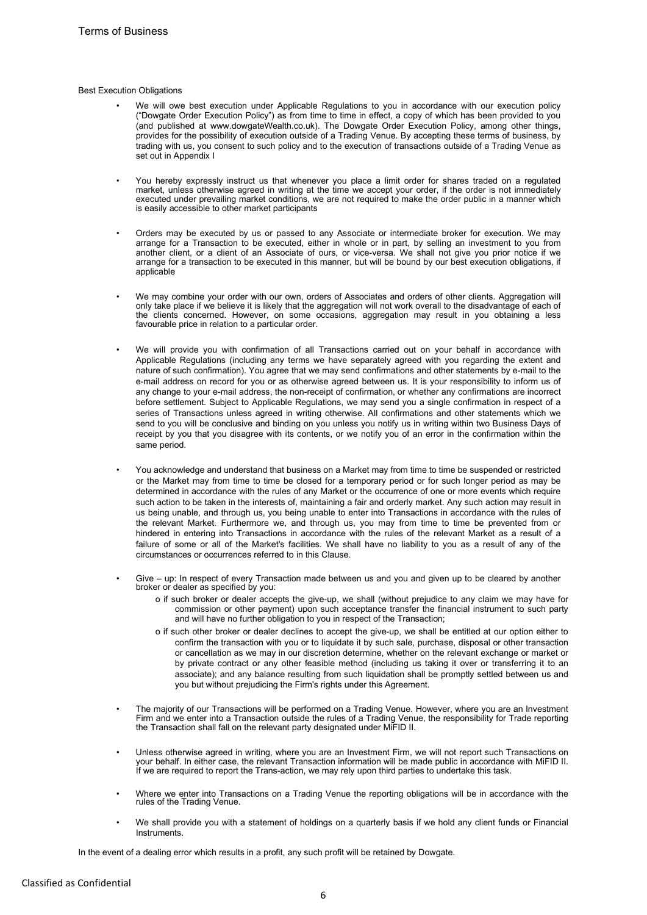Best Execution Obligations

- We will owe best execution under Applicable Regulations to you in accordance with our execution policy ("Dowgate Order Execution Policy") as from time to time in effect, a copy of which has been provided to you (and published at www.dowgateWealth.co.uk). The Dowgate Order Execution Policy, among other things, provides for the possibility of execution outside of a Trading Venue. By accepting these terms of business, by trading with us, you consent to such policy and to the execution of transactions outside of a Trading Venue as set out in Appendix I

- You hereby expressly instruct us that whenever you place a limit order for shares traded on a regulated market, unless otherwise agreed in writing at the time we accept your order, if the order is not immediately executed under prevailing market conditions, we are not required to make the order public in a manner which is easily accessible to other market participants

- Orders may be executed by us or passed to any Associate or intermediate broker for execution. We may arrange for a Transaction to be executed, either in whole or in part, by selling an investment to you from another client, or a client of an Associate of ours, or vice-versa. We shall not give you prior notice if we arrange for a transaction to be executed in this manner, but will be bound by our best execution obligations, if applicable

- We may combine your order with our own, orders of Associates and orders of other clients. Aggregation will only take place if we believe it is likely that the aggregation will not work overall to the disadvantage of each of the clients concerned. However, on some occasions, aggregation may result in you obtaining a less favourable price in relation to a particular order.

- We will provide you with confirmation of all Transactions carried out on your behalf in accordance with Applicable Regulations (including any terms we have separately agreed with you regarding the extent and nature of such confirmation). You agree that we may send confirmations and other statements by e-mail to the e-mail address on record for you or as otherwise agreed between us. It is your responsibility to inform us of any change to your e-mail address, the non-receipt of confirmation, or whether any confirmations are incorrect before settlement. Subject to Applicable Regulations, we may send you a single confirmation in respect of a series of Transactions unless agreed in writing otherwise. All confirmations and other statements which we send to you will be conclusive and binding on you unless you notify us in writing within two Business Days of receipt by you that you disagree with its contents, or we notify you of an error in the confirmation within the same period.

- You acknowledge and understand that business on a Market may from time to time be suspended or restricted or the Market may from time to time be closed for a temporary period or for such longer period as may be determined in accordance with the rules of any Market or the occurrence of one or more events which require such action to be taken in the interests of, maintaining a fair and orderly market. Any such action may result in us being unable, and through us, you being unable to enter into Transactions in accordance with the rules of the relevant Market. Furthermore we, and through us, you may from time to time be prevented from or hindered in entering into Transactions in accordance with the rules of the relevant Market as a result of a failure of some or all of the Market's facilities. We shall have no liability to you as a result of any of the circumstances or occurrences referred to in this Clause.

- Give – up: In respect of every Transaction made between us and you and given up to be cleared by another broker or dealer as specified by you:
  - if such broker or dealer accepts the give-up, we shall (without prejudice to any claim we may have for commission or other payment) upon such acceptance transfer the financial instrument to such party and will have no further obligation to you in respect of the Transaction;
  - if such other broker or dealer declines to accept the give-up, we shall be entitled at our option either to confirm the transaction with you or to liquidate it by such sale, purchase, disposal or other transaction or cancellation as we may in our discretion determine, whether on the relevant exchange or market or by private contract or any other feasible method (including us taking it over or transferring it to an associate); and any balance resulting from such liquidation shall be promptly settled between us and you but without prejudicing the Firm's rights under this Agreement.

- The majority of our Transactions will be performed on a Trading Venue. However, where you are an Investment Firm and we enter into a Transaction outside the rules of a Trading Venue, the responsibility for Trade reporting the Transaction shall fall on the relevant party designated under MiFID II.

- Unless otherwise agreed in writing, where you are an Investment Firm, we will not report such Transactions on your behalf. In either case, the relevant Transaction information will be made public in accordance with MiFID II. If we are required to report the Trans-action, we may rely upon third parties to undertake this task.

- Where we enter into Transactions on a Trading Venue the reporting obligations will be in accordance with the rules of the Trading Venue.

- We shall provide you with a statement of holdings on a quarterly basis if we hold any client funds or Financial Instruments.

In the event of a dealing error which results in a profit, any such profit will be retained by Dowgate.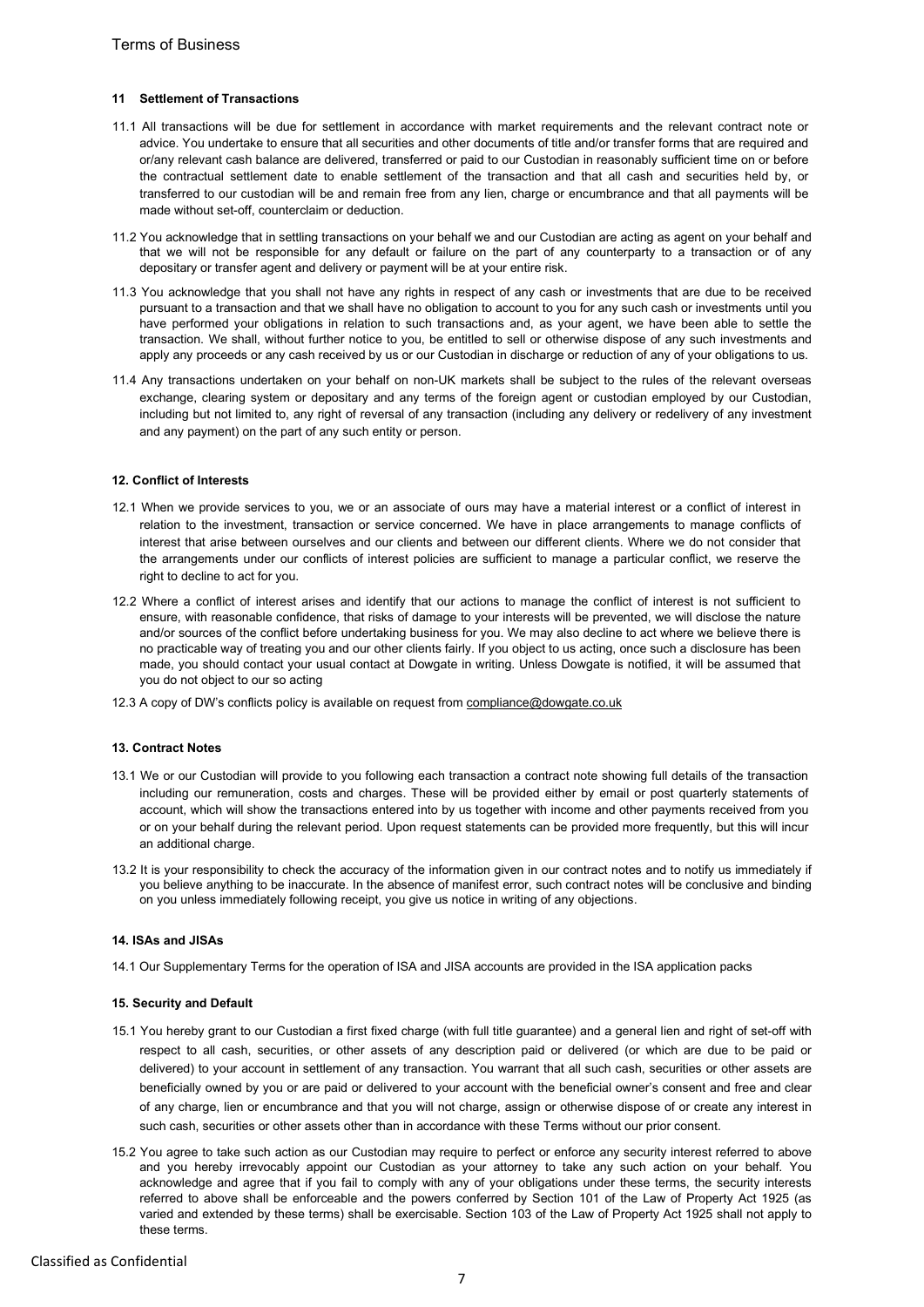## 11 Settlement of Transactions

11.1 All transactions will be due for settlement in accordance with market requirements and the relevant contract note or advice. You undertake to ensure that all securities and other documents of title and/or transfer forms that are required and or/any relevant cash balance are delivered, transferred or paid to our Custodian in reasonably sufficient time on or before the contractual settlement date to enable settlement of the transaction and that all cash and securities held by, or transferred to our custodian will be and remain free from any lien, charge or encumbrance and that all payments will be made without set-off, counterclaim or deduction.

11.2 You acknowledge that in settling transactions on your behalf we and our Custodian are acting as agent on your behalf and that we will not be responsible for any default or failure on the part of any counterparty to a transaction or of any depositary or transfer agent and delivery or payment will be at your entire risk.

11.3 You acknowledge that you shall not have any rights in respect of any cash or investments that are due to be received pursuant to a transaction and that we shall have no obligation to account to you for any such cash or investments until you have performed your obligations in relation to such transactions and, as your agent, we have been able to settle the transaction. We shall, without further notice to you, be entitled to sell or otherwise dispose of any such investments and apply any proceeds or any cash received by us or our Custodian in discharge or reduction of any of your obligations to us.

11.4 Any transactions undertaken on your behalf on non-UK markets shall be subject to the rules of the relevant overseas exchange, clearing system or depositary and any terms of the foreign agent or custodian employed by our Custodian, including but not limited to, any right of reversal of any transaction (including any delivery or redelivery of any investment and any payment) on the part of any such entity or person.

## 12. Conflict of Interests

12.1 When we provide services to you, we or an associate of ours may have a material interest or a conflict of interest in relation to the investment, transaction or service concerned. We have in place arrangements to manage conflicts of interest that arise between ourselves and our clients and between our different clients. Where we do not consider that the arrangements under our conflicts of interest policies are sufficient to manage a particular conflict, we reserve the right to decline to act for you.

12.2 Where a conflict of interest arises and identify that our actions to manage the conflict of interest is not sufficient to ensure, with reasonable confidence, that risks of damage to your interests will be prevented, we will disclose the nature and/or sources of the conflict before undertaking business for you. We may also decline to act where we believe there is no practicable way of treating you and our other clients fairly. If you object to us acting, once such a disclosure has been made, you should contact your usual contact at Dowgate in writing. Unless Dowgate is notified, it will be assumed that you do not object to our so acting

12.3 A copy of DW's conflicts policy is available on request from compliance@dowgate.co.uk

## 13. Contract Notes

13.1 We or our Custodian will provide to you following each transaction a contract note showing full details of the transaction including our remuneration, costs and charges. These will be provided either by email or post quarterly statements of account, which will show the transactions entered into by us together with income and other payments received from you or on your behalf during the relevant period. Upon request statements can be provided more frequently, but this will incur an additional charge.

13.2 It is your responsibility to check the accuracy of the information given in our contract notes and to notify us immediately if you believe anything to be inaccurate. In the absence of manifest error, such contract notes will be conclusive and binding on you unless immediately following receipt, you give us notice in writing of any objections.

## 14. ISAs and JISAs

14.1 Our Supplementary Terms for the operation of ISA and JISA accounts are provided in the ISA application packs

## 15. Security and Default

15.1 You hereby grant to our Custodian a first fixed charge (with full title guarantee) and a general lien and right of set-off with respect to all cash, securities, or other assets of any description paid or delivered (or which are due to be paid or delivered) to your account in settlement of any transaction. You warrant that all such cash, securities or other assets are beneficially owned by you or are paid or delivered to your account with the beneficial owner's consent and free and clear of any charge, lien or encumbrance and that you will not charge, assign or otherwise dispose of or create any interest in such cash, securities or other assets other than in accordance with these Terms without our prior consent.

15.2 You agree to take such action as our Custodian may require to perfect or enforce any security interest referred to above and you hereby irrevocably appoint our Custodian as your attorney to take any such action on your behalf. You acknowledge and agree that if you fail to comply with any of your obligations under these terms, the security interests referred to above shall be enforceable and the powers conferred by Section 101 of the Law of Property Act 1925 (as varied and extended by these terms) shall be exercisable. Section 103 of the Law of Property Act 1925 shall not apply to these terms.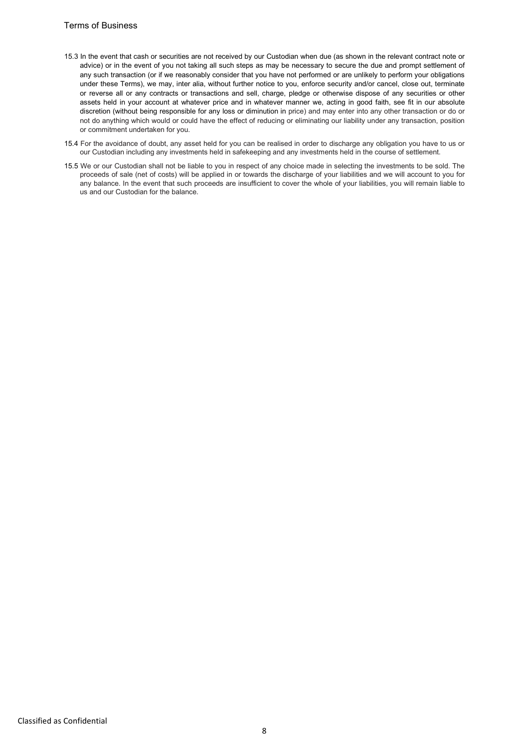15.3 In the event that cash or securities are not received by our Custodian when due (as shown in the relevant contract note or advice) or in the event of you not taking all such steps as may be necessary to secure the due and prompt settlement of any such transaction (or if we reasonably consider that you have not performed or are unlikely to perform your obligations under these Terms), we may, inter alia, without further notice to you, enforce security and/or cancel, close out, terminate or reverse all or any contracts or transactions and sell, charge, pledge or otherwise dispose of any securities or other assets held in your account at whatever price and in whatever manner we, acting in good faith, see fit in our absolute discretion (without being responsible for any loss or diminution in price) and may enter into any other transaction or do or not do anything which would or could have the effect of reducing or eliminating our liability under any transaction, position or commitment undertaken for you.

15.4 For the avoidance of doubt, any asset held for you can be realised in order to discharge any obligation you have to us or our Custodian including any investments held in safekeeping and any investments held in the course of settlement.

15.5 We or our Custodian shall not be liable to you in respect of any choice made in selecting the investments to be sold. The proceeds of sale (net of costs) will be applied in or towards the discharge of your liabilities and we will account to you for any balance. In the event that such proceeds are insufficient to cover the whole of your liabilities, you will remain liable to us and our Custodian for the balance.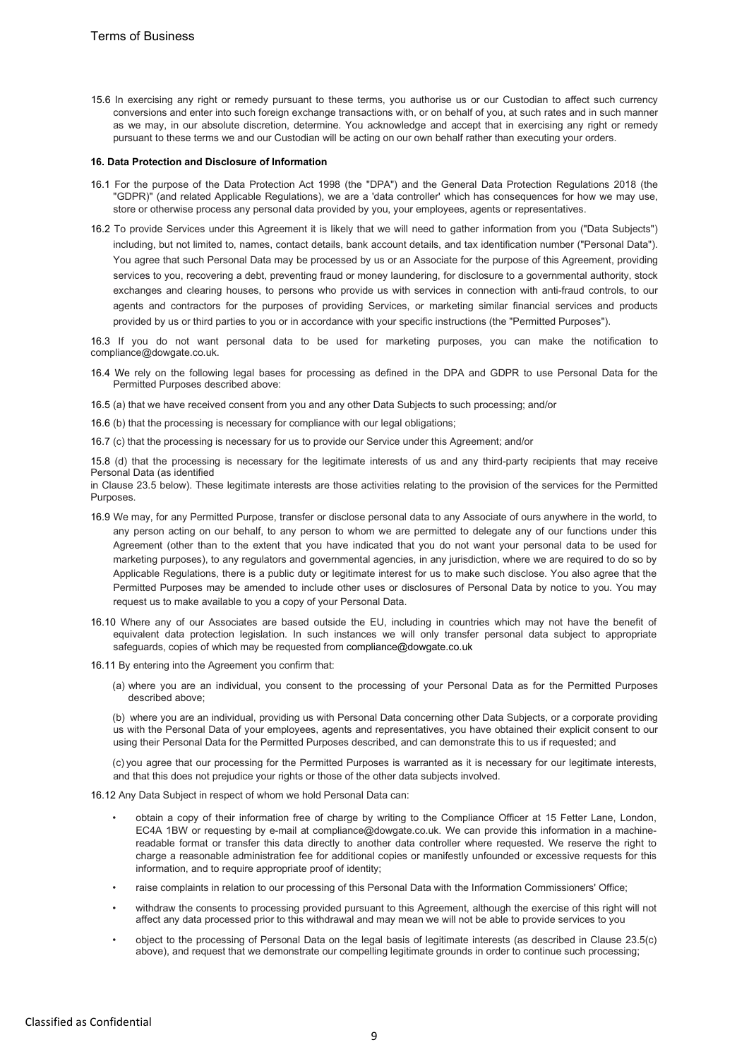15.6 In exercising any right or remedy pursuant to these terms, you authorise us or our Custodian to affect such currency conversions and enter into such foreign exchange transactions with, or on behalf of you, at such rates and in such manner as we may, in our absolute discretion, determine. You acknowledge and accept that in exercising any right or remedy pursuant to these terms we and our Custodian will be acting on our own behalf rather than executing your orders.

**16. Data Protection and Disclosure of Information**

16.1 For the purpose of the Data Protection Act 1998 (the "DPA") and the General Data Protection Regulations 2018 (the "GDPR)" (and related Applicable Regulations), we are a 'data controller' which has consequences for how we may use, store or otherwise process any personal data provided by you, your employees, agents or representatives.

16.2 To provide Services under this Agreement it is likely that we will need to gather information from you ("Data Subjects") including, but not limited to, names, contact details, bank account details, and tax identification number ("Personal Data"). You agree that such Personal Data may be processed by us or an Associate for the purpose of this Agreement, providing services to you, recovering a debt, preventing fraud or money laundering, for disclosure to a governmental authority, stock exchanges and clearing houses, to persons who provide us with services in connection with anti-fraud controls, to our agents and contractors for the purposes of providing Services, or marketing similar financial services and products provided by us or third parties to you or in accordance with your specific instructions (the "Permitted Purposes").

16.3 If you do not want personal data to be used for marketing purposes, you can make the notification to compliance@dowgate.co.uk.

16.4 We rely on the following legal bases for processing as defined in the DPA and GDPR to use Personal Data for the Permitted Purposes described above:

16.5 (a) that we have received consent from you and any other Data Subjects to such processing; and/or

16.6 (b) that the processing is necessary for compliance with our legal obligations;

16.7 (c) that the processing is necessary for us to provide our Service under this Agreement; and/or

15.8 (d) that the processing is necessary for the legitimate interests of us and any third-party recipients that may receive Personal Data (as identified
in Clause 23.5 below). These legitimate interests are those activities relating to the provision of the services for the Permitted Purposes.

16.9 We may, for any Permitted Purpose, transfer or disclose personal data to any Associate of ours anywhere in the world, to any person acting on our behalf, to any person to whom we are permitted to delegate any of our functions under this Agreement (other than to the extent that you have indicated that you do not want your personal data to be used for marketing purposes), to any regulators and governmental agencies, in any jurisdiction, where we are required to do so by Applicable Regulations, there is a public duty or legitimate interest for us to make such disclose. You also agree that the Permitted Purposes may be amended to include other uses or disclosures of Personal Data by notice to you. You may request us to make available to you a copy of your Personal Data.

16.10 Where any of our Associates are based outside the EU, including in countries which may not have the benefit of equivalent data protection legislation. In such instances we will only transfer personal data subject to appropriate safeguards, copies of which may be requested from compliance@dowgate.co.uk

16.11 By entering into the Agreement you confirm that:

(a) where you are an individual, you consent to the processing of your Personal Data as for the Permitted Purposes described above;

(b) where you are an individual, providing us with Personal Data concerning other Data Subjects, or a corporate providing us with the Personal Data of your employees, agents and representatives, you have obtained their explicit consent to our using their Personal Data for the Permitted Purposes described, and can demonstrate this to us if requested; and

(c) you agree that our processing for the Permitted Purposes is warranted as it is necessary for our legitimate interests, and that this does not prejudice your rights or those of the other data subjects involved.

16.12 Any Data Subject in respect of whom we hold Personal Data can:

- obtain a copy of their information free of charge by writing to the Compliance Officer at 15 Fetter Lane, London, EC4A 1BW or requesting by e-mail at compliance@dowgate.co.uk. We can provide this information in a machine-readable format or transfer this data directly to another data controller where requested. We reserve the right to charge a reasonable administration fee for additional copies or manifestly unfounded or excessive requests for this information, and to require appropriate proof of identity;
- raise complaints in relation to our processing of this Personal Data with the Information Commissioners' Office;
- withdraw the consents to processing provided pursuant to this Agreement, although the exercise of this right will not affect any data processed prior to this withdrawal and may mean we will not be able to provide services to you
- object to the processing of Personal Data on the legal basis of legitimate interests (as described in Clause 23.5(c) above), and request that we demonstrate our compelling legitimate grounds in order to continue such processing;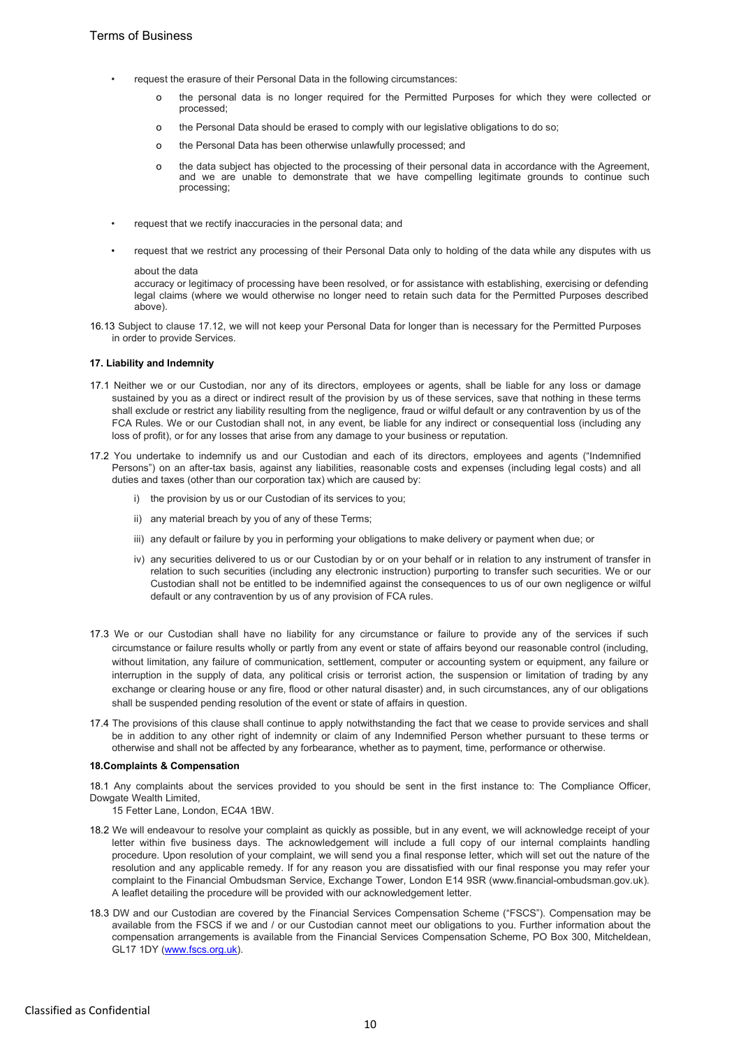- request the erasure of their Personal Data in the following circumstances:
    - the personal data is no longer required for the Permitted Purposes for which they were collected or processed;
    - the Personal Data should be erased to comply with our legislative obligations to do so;
    - the Personal Data has been otherwise unlawfully processed; and
    - the data subject has objected to the processing of their personal data in accordance with the Agreement, and we are unable to demonstrate that we have compelling legitimate grounds to continue such processing;
- request that we rectify inaccuracies in the personal data; and
- request that we restrict any processing of their Personal Data only to holding of the data while any disputes with us

  about the data
  accuracy or legitimacy of processing have been resolved, or for assistance with establishing, exercising or defending legal claims (where we would otherwise no longer need to retain such data for the Permitted Purposes described above).

16.13 Subject to clause 17.12, we will not keep your Personal Data for longer than is necessary for the Permitted Purposes in order to provide Services.

**17. Liability and Indemnity**

17.1 Neither we or our Custodian, nor any of its directors, employees or agents, shall be liable for any loss or damage sustained by you as a direct or indirect result of the provision by us of these services, save that nothing in these terms shall exclude or restrict any liability resulting from the negligence, fraud or wilful default or any contravention by us of the FCA Rules. We or our Custodian shall not, in any event, be liable for any indirect or consequential loss (including any loss of profit), or for any losses that arise from any damage to your business or reputation.

17.2 You undertake to indemnify us and our Custodian and each of its directors, employees and agents ("Indemnified Persons") on an after-tax basis, against any liabilities, reasonable costs and expenses (including legal costs) and all duties and taxes (other than our corporation tax) which are caused by:

i) the provision by us or our Custodian of its services to you;

ii) any material breach by you of any of these Terms;

iii) any default or failure by you in performing your obligations to make delivery or payment when due; or

iv) any securities delivered to us or our Custodian by or on your behalf or in relation to any instrument of transfer in relation to such securities (including any electronic instruction) purporting to transfer such securities. We or our Custodian shall not be entitled to be indemnified against the consequences to us of our own negligence or wilful default or any contravention by us of any provision of FCA rules.

17.3 We or our Custodian shall have no liability for any circumstance or failure to provide any of the services if such circumstance or failure results wholly or partly from any event or state of affairs beyond our reasonable control (including, without limitation, any failure of communication, settlement, computer or accounting system or equipment, any failure or interruption in the supply of data, any political crisis or terrorist action, the suspension or limitation of trading by any exchange or clearing house or any fire, flood or other natural disaster) and, in such circumstances, any of our obligations shall be suspended pending resolution of the event or state of affairs in question.

17.4 The provisions of this clause shall continue to apply notwithstanding the fact that we cease to provide services and shall be in addition to any other right of indemnity or claim of any Indemnified Person whether pursuant to these terms or otherwise and shall not be affected by any forbearance, whether as to payment, time, performance or otherwise.

**18.Complaints & Compensation**

18.1 Any complaints about the services provided to you should be sent in the first instance to: The Compliance Officer, Dowgate Wealth Limited,
15 Fetter Lane, London, EC4A 1BW.

18.2 We will endeavour to resolve your complaint as quickly as possible, but in any event, we will acknowledge receipt of your letter within five business days. The acknowledgement will include a full copy of our internal complaints handling procedure. Upon resolution of your complaint, we will send you a final response letter, which will set out the nature of the resolution and any applicable remedy. If for any reason you are dissatisfied with our final response you may refer your complaint to the Financial Ombudsman Service, Exchange Tower, London E14 9SR (www.financial-ombudsman.gov.uk). A leaflet detailing the procedure will be provided with our acknowledgement letter.

18.3 DW and our Custodian are covered by the Financial Services Compensation Scheme ("FSCS"). Compensation may be available from the FSCS if we and / or our Custodian cannot meet our obligations to you. Further information about the compensation arrangements is available from the Financial Services Compensation Scheme, PO Box 300, Mitcheldean, GL17 1DY (www.fscs.org.uk).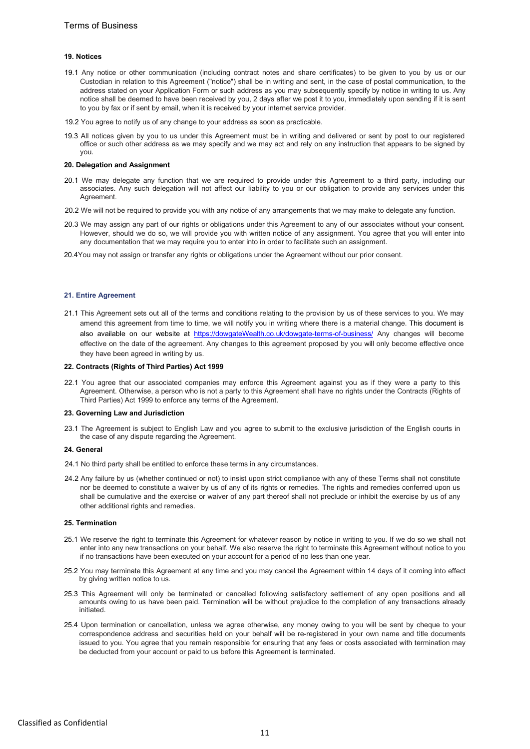## 19. Notices

19.1 Any notice or other communication (including contract notes and share certificates) to be given to you by us or our Custodian in relation to this Agreement ("notice") shall be in writing and sent, in the case of postal communication, to the address stated on your Application Form or such address as you may subsequently specify by notice in writing to us. Any notice shall be deemed to have been received by you, 2 days after we post it to you, immediately upon sending if it is sent to you by fax or if sent by email, when it is received by your internet service provider.

19.2 You agree to notify us of any change to your address as soon as practicable.

19.3 All notices given by you to us under this Agreement must be in writing and delivered or sent by post to our registered office or such other address as we may specify and we may act and rely on any instruction that appears to be signed by you.

## 20. Delegation and Assignment

20.1 We may delegate any function that we are required to provide under this Agreement to a third party, including our associates. Any such delegation will not affect our liability to you or our obligation to provide any services under this Agreement.

20.2 We will not be required to provide you with any notice of any arrangements that we may make to delegate any function.

20.3 We may assign any part of our rights or obligations under this Agreement to any of our associates without your consent. However, should we do so, we will provide you with written notice of any assignment. You agree that you will enter into any documentation that we may require you to enter into in order to facilitate such an assignment.

20.4You may not assign or transfer any rights or obligations under the Agreement without our prior consent.

## 21. Entire Agreement

21.1 This Agreement sets out all of the terms and conditions relating to the provision by us of these services to you. We may amend this agreement from time to time, we will notify you in writing where there is a material change. This document is also available on our website at https://dowgateWealth.co.uk/dowgate-terms-of-business/ Any changes will become effective on the date of the agreement. Any changes to this agreement proposed by you will only become effective once they have been agreed in writing by us.

## 22. Contracts (Rights of Third Parties) Act 1999

22.1 You agree that our associated companies may enforce this Agreement against you as if they were a party to this Agreement. Otherwise, a person who is not a party to this Agreement shall have no rights under the Contracts (Rights of Third Parties) Act 1999 to enforce any terms of the Agreement.

## 23. Governing Law and Jurisdiction

23.1 The Agreement is subject to English Law and you agree to submit to the exclusive jurisdiction of the English courts in the case of any dispute regarding the Agreement.

## 24. General

24.1 No third party shall be entitled to enforce these terms in any circumstances.

24.2 Any failure by us (whether continued or not) to insist upon strict compliance with any of these Terms shall not constitute nor be deemed to constitute a waiver by us of any of its rights or remedies. The rights and remedies conferred upon us shall be cumulative and the exercise or waiver of any part thereof shall not preclude or inhibit the exercise by us of any other additional rights and remedies.

## 25. Termination

25.1 We reserve the right to terminate this Agreement for whatever reason by notice in writing to you. If we do so we shall not enter into any new transactions on your behalf. We also reserve the right to terminate this Agreement without notice to you if no transactions have been executed on your account for a period of no less than one year.

25.2 You may terminate this Agreement at any time and you may cancel the Agreement within 14 days of it coming into effect by giving written notice to us.

25.3 This Agreement will only be terminated or cancelled following satisfactory settlement of any open positions and all amounts owing to us have been paid. Termination will be without prejudice to the completion of any transactions already initiated.

25.4 Upon termination or cancellation, unless we agree otherwise, any money owing to you will be sent by cheque to your correspondence address and securities held on your behalf will be re-registered in your own name and title documents issued to you. You agree that you remain responsible for ensuring that any fees or costs associated with termination may be deducted from your account or paid to us before this Agreement is terminated.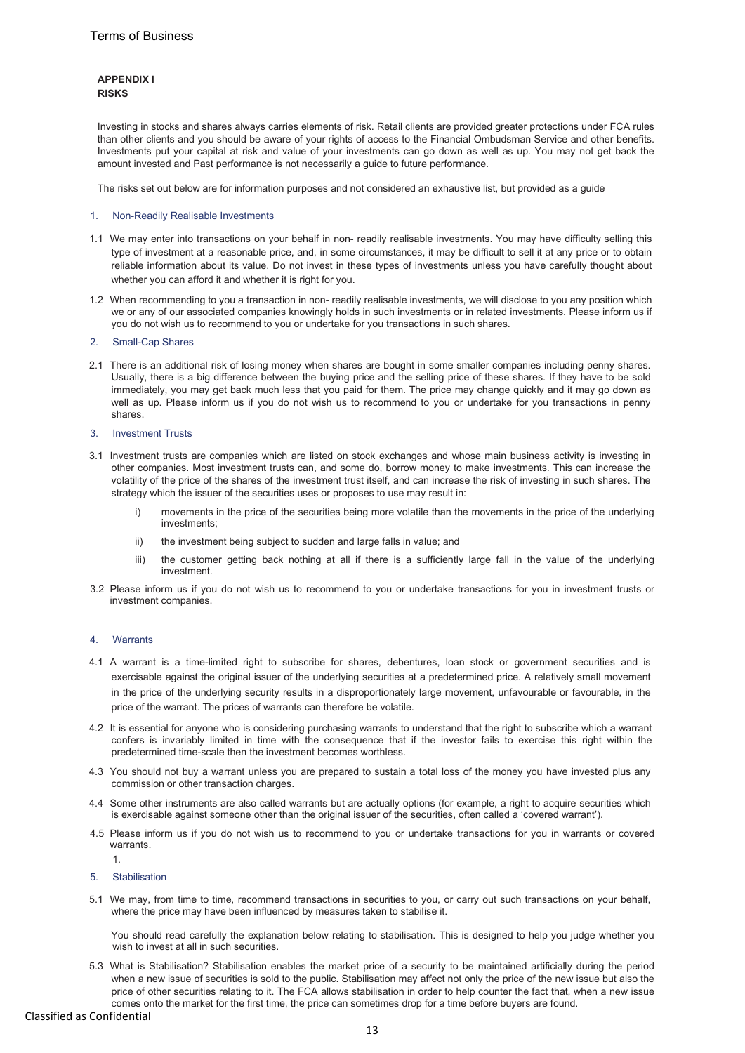**APPENDIX I**
**RISKS**

Investing in stocks and shares always carries elements of risk. Retail clients are provided greater protections under FCA rules than other clients and you should be aware of your rights of access to the Financial Ombudsman Service and other benefits. Investments put your capital at risk and value of your investments can go down as well as up. You may not get back the amount invested and Past performance is not necessarily a guide to future performance.

The risks set out below are for information purposes and not considered an exhaustive list, but provided as a guide

### 1. Non-Readily Realisable Investments

1.1 We may enter into transactions on your behalf in non- readily realisable investments. You may have difficulty selling this type of investment at a reasonable price, and, in some circumstances, it may be difficult to sell it at any price or to obtain reliable information about its value. Do not invest in these types of investments unless you have carefully thought about whether you can afford it and whether it is right for you.

1.2 When recommending to you a transaction in non- readily realisable investments, we will disclose to you any position which we or any of our associated companies knowingly holds in such investments or in related investments. Please inform us if you do not wish us to recommend to you or undertake for you transactions in such shares.

### 2. Small-Cap Shares

2.1 There is an additional risk of losing money when shares are bought in some smaller companies including penny shares. Usually, there is a big difference between the buying price and the selling price of these shares. If they have to be sold immediately, you may get back much less that you paid for them. The price may change quickly and it may go down as well as up. Please inform us if you do not wish us to recommend to you or undertake for you transactions in penny shares.

### 3. Investment Trusts

3.1 Investment trusts are companies which are listed on stock exchanges and whose main business activity is investing in other companies. Most investment trusts can, and some do, borrow money to make investments. This can increase the volatility of the price of the shares of the investment trust itself, and can increase the risk of investing in such shares. The strategy which the issuer of the securities uses or proposes to use may result in:

i) movements in the price of the securities being more volatile than the movements in the price of the underlying investments;

ii) the investment being subject to sudden and large falls in value; and

iii) the customer getting back nothing at all if there is a sufficiently large fall in the value of the underlying investment.

3.2 Please inform us if you do not wish us to recommend to you or undertake transactions for you in investment trusts or investment companies.

### 4. Warrants

4.1 A warrant is a time-limited right to subscribe for shares, debentures, loan stock or government securities and is exercisable against the original issuer of the underlying securities at a predetermined price. A relatively small movement in the price of the underlying security results in a disproportionately large movement, unfavourable or favourable, in the price of the warrant. The prices of warrants can therefore be volatile.

4.2 It is essential for anyone who is considering purchasing warrants to understand that the right to subscribe which a warrant confers is invariably limited in time with the consequence that if the investor fails to exercise this right within the predetermined time-scale then the investment becomes worthless.

4.3 You should not buy a warrant unless you are prepared to sustain a total loss of the money you have invested plus any commission or other transaction charges.

4.4 Some other instruments are also called warrants but are actually options (for example, a right to acquire securities which is exercisable against someone other than the original issuer of the securities, often called a 'covered warrant').

4.5 Please inform us if you do not wish us to recommend to you or undertake transactions for you in warrants or covered warrants.

1.

### 5. Stabilisation

5.1 We may, from time to time, recommend transactions in securities to you, or carry out such transactions on your behalf, where the price may have been influenced by measures taken to stabilise it.

You should read carefully the explanation below relating to stabilisation. This is designed to help you judge whether you wish to invest at all in such securities.

5.3 What is Stabilisation? Stabilisation enables the market price of a security to be maintained artificially during the period when a new issue of securities is sold to the public. Stabilisation may affect not only the price of the new issue but also the price of other securities relating to it. The FCA allows stabilisation in order to help counter the fact that, when a new issue comes onto the market for the first time, the price can sometimes drop for a time before buyers are found.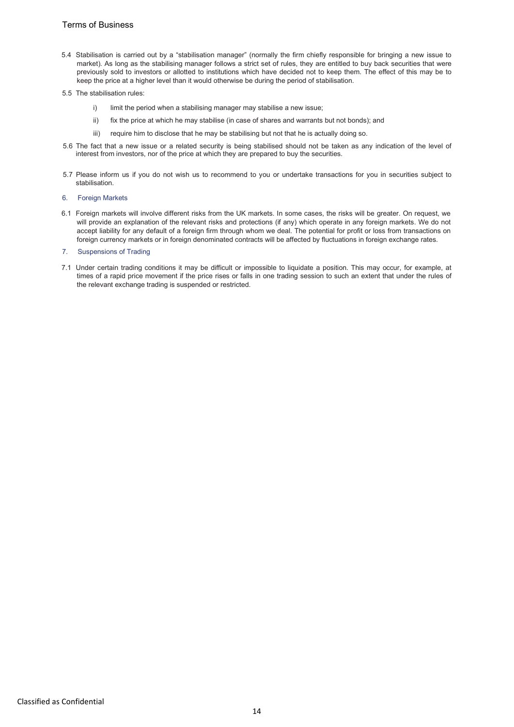5.4 Stabilisation is carried out by a "stabilisation manager" (normally the firm chiefly responsible for bringing a new issue to market). As long as the stabilising manager follows a strict set of rules, they are entitled to buy back securities that were previously sold to investors or allotted to institutions which have decided not to keep them. The effect of this may be to keep the price at a higher level than it would otherwise be during the period of stabilisation.

5.5 The stabilisation rules:

- i) limit the period when a stabilising manager may stabilise a new issue;
- ii) fix the price at which he may stabilise (in case of shares and warrants but not bonds); and
- iii) require him to disclose that he may be stabilising but not that he is actually doing so.

5.6 The fact that a new issue or a related security is being stabilised should not be taken as any indication of the level of interest from investors, nor of the price at which they are prepared to buy the securities.

5.7 Please inform us if you do not wish us to recommend to you or undertake transactions for you in securities subject to stabilisation.

## 6. Foreign Markets

6.1 Foreign markets will involve different risks from the UK markets. In some cases, the risks will be greater. On request, we will provide an explanation of the relevant risks and protections (if any) which operate in any foreign markets. We do not accept liability for any default of a foreign firm through whom we deal. The potential for profit or loss from transactions on foreign currency markets or in foreign denominated contracts will be affected by fluctuations in foreign exchange rates.

## 7. Suspensions of Trading

7.1 Under certain trading conditions it may be difficult or impossible to liquidate a position. This may occur, for example, at times of a rapid price movement if the price rises or falls in one trading session to such an extent that under the rules of the relevant exchange trading is suspended or restricted.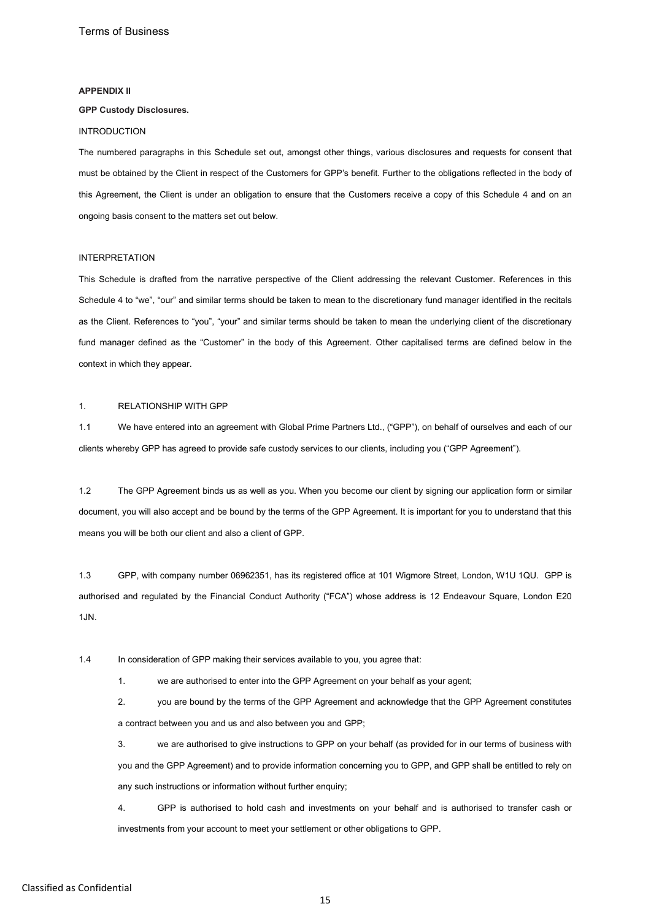**APPENDIX II**

**GPP Custody Disclosures.**

INTRODUCTION

The numbered paragraphs in this Schedule set out, amongst other things, various disclosures and requests for consent that must be obtained by the Client in respect of the Customers for GPP's benefit. Further to the obligations reflected in the body of this Agreement, the Client is under an obligation to ensure that the Customers receive a copy of this Schedule 4 and on an ongoing basis consent to the matters set out below.

INTERPRETATION

This Schedule is drafted from the narrative perspective of the Client addressing the relevant Customer. References in this Schedule 4 to "we", "our" and similar terms should be taken to mean to the discretionary fund manager identified in the recitals as the Client. References to "you", "your" and similar terms should be taken to mean the underlying client of the discretionary fund manager defined as the "Customer" in the body of this Agreement. Other capitalised terms are defined below in the context in which they appear.

1. RELATIONSHIP WITH GPP

1.1 We have entered into an agreement with Global Prime Partners Ltd., ("GPP"), on behalf of ourselves and each of our clients whereby GPP has agreed to provide safe custody services to our clients, including you ("GPP Agreement").

1.2 The GPP Agreement binds us as well as you. When you become our client by signing our application form or similar document, you will also accept and be bound by the terms of the GPP Agreement. It is important for you to understand that this means you will be both our client and also a client of GPP.

1.3 GPP, with company number 06962351, has its registered office at 101 Wigmore Street, London, W1U 1QU. GPP is authorised and regulated by the Financial Conduct Authority ("FCA") whose address is 12 Endeavour Square, London E20 1JN.

1.4 In consideration of GPP making their services available to you, you agree that:

1. we are authorised to enter into the GPP Agreement on your behalf as your agent;

2. you are bound by the terms of the GPP Agreement and acknowledge that the GPP Agreement constitutes a contract between you and us and also between you and GPP;

3. we are authorised to give instructions to GPP on your behalf (as provided for in our terms of business with you and the GPP Agreement) and to provide information concerning you to GPP, and GPP shall be entitled to rely on any such instructions or information without further enquiry;

4. GPP is authorised to hold cash and investments on your behalf and is authorised to transfer cash or investments from your account to meet your settlement or other obligations to GPP.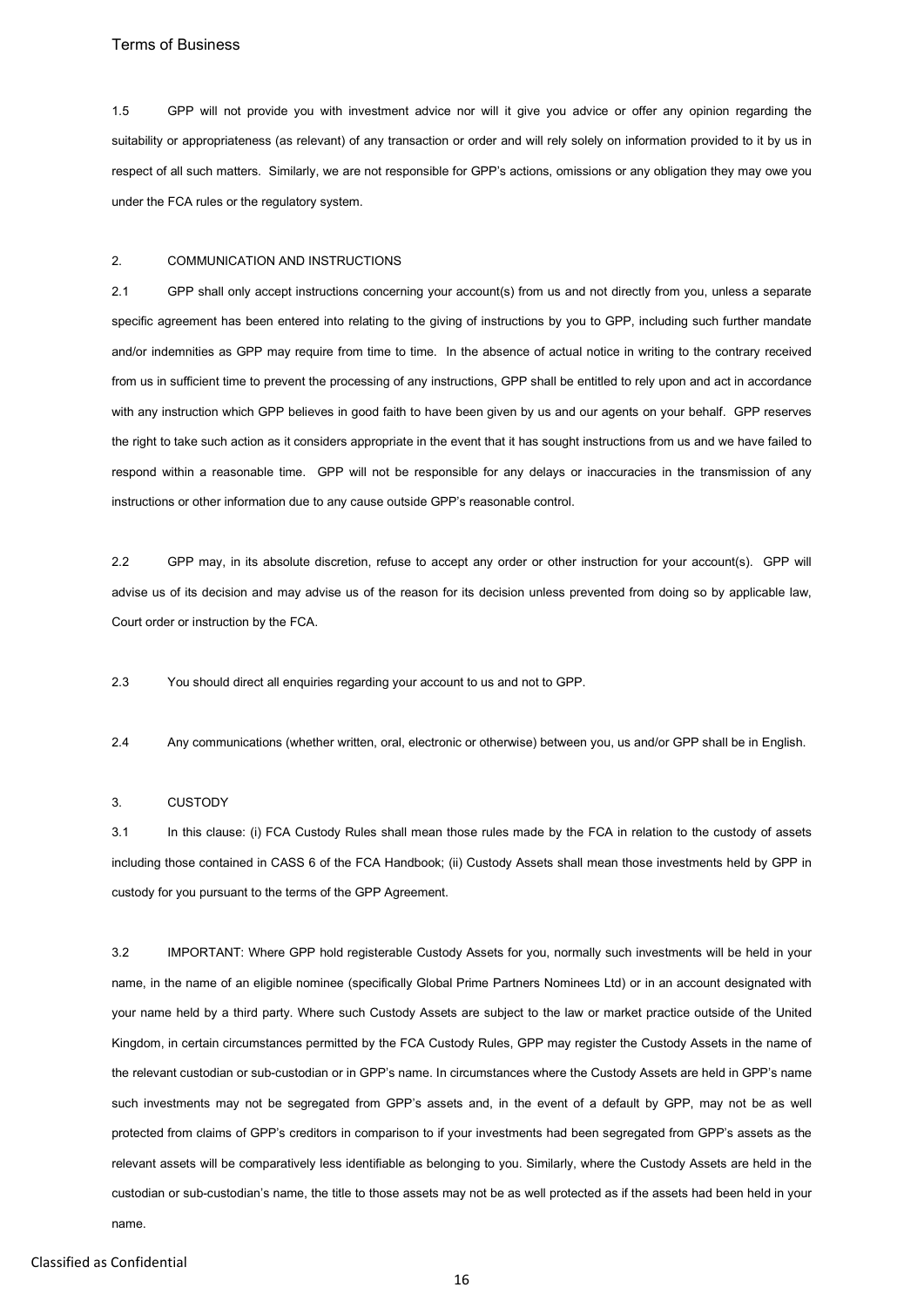1.5 GPP will not provide you with investment advice nor will it give you advice or offer any opinion regarding the suitability or appropriateness (as relevant) of any transaction or order and will rely solely on information provided to it by us in respect of all such matters. Similarly, we are not responsible for GPP's actions, omissions or any obligation they may owe you under the FCA rules or the regulatory system.

## 2. COMMUNICATION AND INSTRUCTIONS

2.1 GPP shall only accept instructions concerning your account(s) from us and not directly from you, unless a separate specific agreement has been entered into relating to the giving of instructions by you to GPP, including such further mandate and/or indemnities as GPP may require from time to time. In the absence of actual notice in writing to the contrary received from us in sufficient time to prevent the processing of any instructions, GPP shall be entitled to rely upon and act in accordance with any instruction which GPP believes in good faith to have been given by us and our agents on your behalf. GPP reserves the right to take such action as it considers appropriate in the event that it has sought instructions from us and we have failed to respond within a reasonable time. GPP will not be responsible for any delays or inaccuracies in the transmission of any instructions or other information due to any cause outside GPP's reasonable control.

2.2 GPP may, in its absolute discretion, refuse to accept any order or other instruction for your account(s). GPP will advise us of its decision and may advise us of the reason for its decision unless prevented from doing so by applicable law, Court order or instruction by the FCA.

2.3 You should direct all enquiries regarding your account to us and not to GPP.

2.4 Any communications (whether written, oral, electronic or otherwise) between you, us and/or GPP shall be in English.

## 3. CUSTODY

3.1 In this clause: (i) FCA Custody Rules shall mean those rules made by the FCA in relation to the custody of assets including those contained in CASS 6 of the FCA Handbook; (ii) Custody Assets shall mean those investments held by GPP in custody for you pursuant to the terms of the GPP Agreement.

3.2 IMPORTANT: Where GPP hold registerable Custody Assets for you, normally such investments will be held in your name, in the name of an eligible nominee (specifically Global Prime Partners Nominees Ltd) or in an account designated with your name held by a third party. Where such Custody Assets are subject to the law or market practice outside of the United Kingdom, in certain circumstances permitted by the FCA Custody Rules, GPP may register the Custody Assets in the name of the relevant custodian or sub-custodian or in GPP's name. In circumstances where the Custody Assets are held in GPP's name such investments may not be segregated from GPP's assets and, in the event of a default by GPP, may not be as well protected from claims of GPP's creditors in comparison to if your investments had been segregated from GPP's assets as the relevant assets will be comparatively less identifiable as belonging to you. Similarly, where the Custody Assets are held in the custodian or sub-custodian's name, the title to those assets may not be as well protected as if the assets had been held in your name.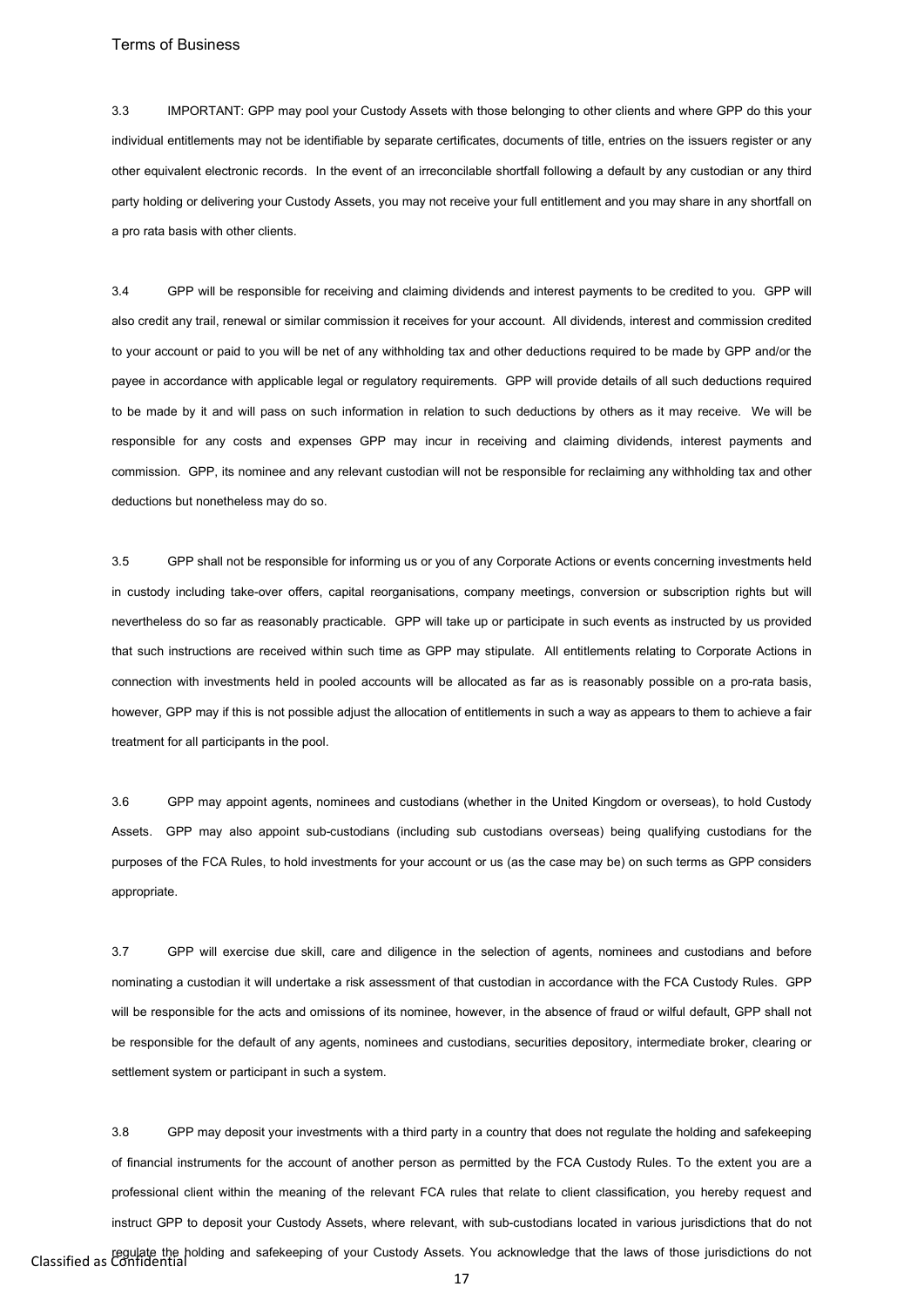3.3 IMPORTANT: GPP may pool your Custody Assets with those belonging to other clients and where GPP do this your individual entitlements may not be identifiable by separate certificates, documents of title, entries on the issuers register or any other equivalent electronic records. In the event of an irreconcilable shortfall following a default by any custodian or any third party holding or delivering your Custody Assets, you may not receive your full entitlement and you may share in any shortfall on a pro rata basis with other clients.

3.4 GPP will be responsible for receiving and claiming dividends and interest payments to be credited to you. GPP will also credit any trail, renewal or similar commission it receives for your account. All dividends, interest and commission credited to your account or paid to you will be net of any withholding tax and other deductions required to be made by GPP and/or the payee in accordance with applicable legal or regulatory requirements. GPP will provide details of all such deductions required to be made by it and will pass on such information in relation to such deductions by others as it may receive. We will be responsible for any costs and expenses GPP may incur in receiving and claiming dividends, interest payments and commission. GPP, its nominee and any relevant custodian will not be responsible for reclaiming any withholding tax and other deductions but nonetheless may do so.

3.5 GPP shall not be responsible for informing us or you of any Corporate Actions or events concerning investments held in custody including take-over offers, capital reorganisations, company meetings, conversion or subscription rights but will nevertheless do so far as reasonably practicable. GPP will take up or participate in such events as instructed by us provided that such instructions are received within such time as GPP may stipulate. All entitlements relating to Corporate Actions in connection with investments held in pooled accounts will be allocated as far as is reasonably possible on a pro-rata basis, however, GPP may if this is not possible adjust the allocation of entitlements in such a way as appears to them to achieve a fair treatment for all participants in the pool.

3.6 GPP may appoint agents, nominees and custodians (whether in the United Kingdom or overseas), to hold Custody Assets. GPP may also appoint sub-custodians (including sub custodians overseas) being qualifying custodians for the purposes of the FCA Rules, to hold investments for your account or us (as the case may be) on such terms as GPP considers appropriate.

3.7 GPP will exercise due skill, care and diligence in the selection of agents, nominees and custodians and before nominating a custodian it will undertake a risk assessment of that custodian in accordance with the FCA Custody Rules. GPP will be responsible for the acts and omissions of its nominee, however, in the absence of fraud or wilful default, GPP shall not be responsible for the default of any agents, nominees and custodians, securities depository, intermediate broker, clearing or settlement system or participant in such a system.

3.8 GPP may deposit your investments with a third party in a country that does not regulate the holding and safekeeping of financial instruments for the account of another person as permitted by the FCA Custody Rules. To the extent you are a professional client within the meaning of the relevant FCA rules that relate to client classification, you hereby request and instruct GPP to deposit your Custody Assets, where relevant, with sub-custodians located in various jurisdictions that do not regulate the holding and safekeeping of your Custody Assets. You acknowledge that the laws of those jurisdictions do not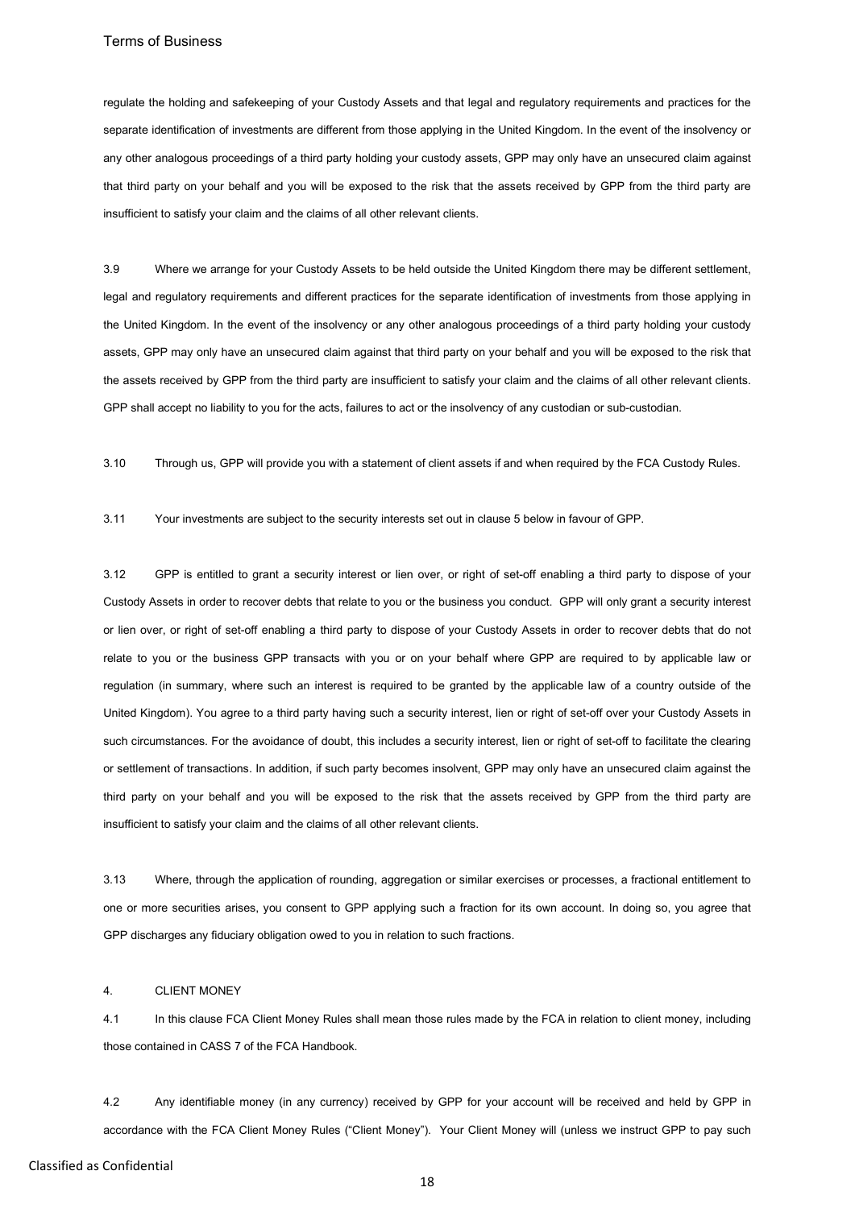regulate the holding and safekeeping of your Custody Assets and that legal and regulatory requirements and practices for the separate identification of investments are different from those applying in the United Kingdom. In the event of the insolvency or any other analogous proceedings of a third party holding your custody assets, GPP may only have an unsecured claim against that third party on your behalf and you will be exposed to the risk that the assets received by GPP from the third party are insufficient to satisfy your claim and the claims of all other relevant clients.

3.9 Where we arrange for your Custody Assets to be held outside the United Kingdom there may be different settlement, legal and regulatory requirements and different practices for the separate identification of investments from those applying in the United Kingdom. In the event of the insolvency or any other analogous proceedings of a third party holding your custody assets, GPP may only have an unsecured claim against that third party on your behalf and you will be exposed to the risk that the assets received by GPP from the third party are insufficient to satisfy your claim and the claims of all other relevant clients. GPP shall accept no liability to you for the acts, failures to act or the insolvency of any custodian or sub-custodian.

3.10 Through us, GPP will provide you with a statement of client assets if and when required by the FCA Custody Rules.

3.11 Your investments are subject to the security interests set out in clause 5 below in favour of GPP.

3.12 GPP is entitled to grant a security interest or lien over, or right of set-off enabling a third party to dispose of your Custody Assets in order to recover debts that relate to you or the business you conduct. GPP will only grant a security interest or lien over, or right of set-off enabling a third party to dispose of your Custody Assets in order to recover debts that do not relate to you or the business GPP transacts with you or on your behalf where GPP are required to by applicable law or regulation (in summary, where such an interest is required to be granted by the applicable law of a country outside of the United Kingdom). You agree to a third party having such a security interest, lien or right of set-off over your Custody Assets in such circumstances. For the avoidance of doubt, this includes a security interest, lien or right of set-off to facilitate the clearing or settlement of transactions. In addition, if such party becomes insolvent, GPP may only have an unsecured claim against the third party on your behalf and you will be exposed to the risk that the assets received by GPP from the third party are insufficient to satisfy your claim and the claims of all other relevant clients.

3.13 Where, through the application of rounding, aggregation or similar exercises or processes, a fractional entitlement to one or more securities arises, you consent to GPP applying such a fraction for its own account. In doing so, you agree that GPP discharges any fiduciary obligation owed to you in relation to such fractions.

## 4. CLIENT MONEY

4.1 In this clause FCA Client Money Rules shall mean those rules made by the FCA in relation to client money, including those contained in CASS 7 of the FCA Handbook.

4.2 Any identifiable money (in any currency) received by GPP for your account will be received and held by GPP in accordance with the FCA Client Money Rules ("Client Money"). Your Client Money will (unless we instruct GPP to pay such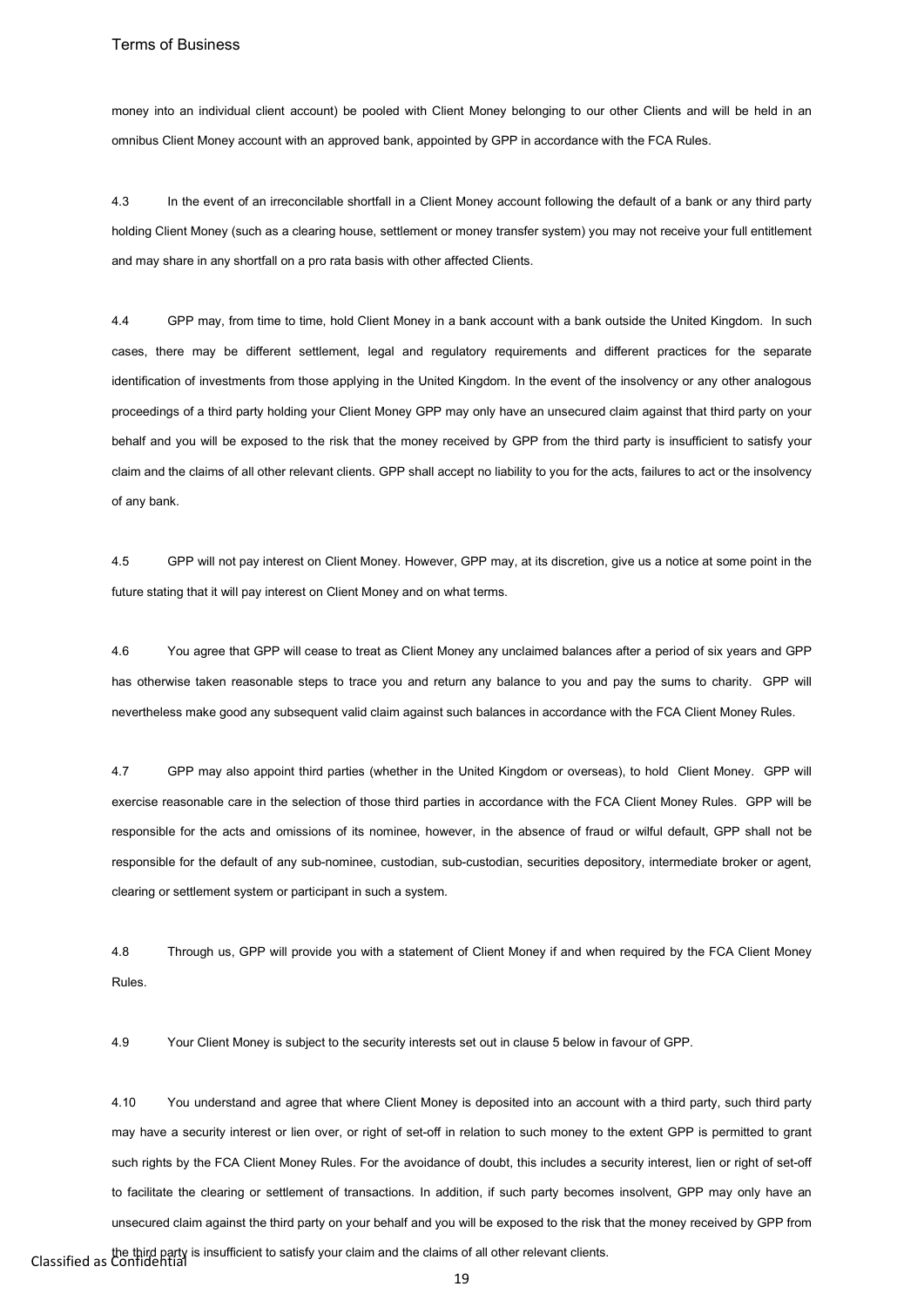money into an individual client account) be pooled with Client Money belonging to our other Clients and will be held in an omnibus Client Money account with an approved bank, appointed by GPP in accordance with the FCA Rules.

4.3 In the event of an irreconcilable shortfall in a Client Money account following the default of a bank or any third party holding Client Money (such as a clearing house, settlement or money transfer system) you may not receive your full entitlement and may share in any shortfall on a pro rata basis with other affected Clients.

4.4 GPP may, from time to time, hold Client Money in a bank account with a bank outside the United Kingdom. In such cases, there may be different settlement, legal and regulatory requirements and different practices for the separate identification of investments from those applying in the United Kingdom. In the event of the insolvency or any other analogous proceedings of a third party holding your Client Money GPP may only have an unsecured claim against that third party on your behalf and you will be exposed to the risk that the money received by GPP from the third party is insufficient to satisfy your claim and the claims of all other relevant clients. GPP shall accept no liability to you for the acts, failures to act or the insolvency of any bank.

4.5 GPP will not pay interest on Client Money. However, GPP may, at its discretion, give us a notice at some point in the future stating that it will pay interest on Client Money and on what terms.

4.6 You agree that GPP will cease to treat as Client Money any unclaimed balances after a period of six years and GPP has otherwise taken reasonable steps to trace you and return any balance to you and pay the sums to charity. GPP will nevertheless make good any subsequent valid claim against such balances in accordance with the FCA Client Money Rules.

4.7 GPP may also appoint third parties (whether in the United Kingdom or overseas), to hold Client Money. GPP will exercise reasonable care in the selection of those third parties in accordance with the FCA Client Money Rules. GPP will be responsible for the acts and omissions of its nominee, however, in the absence of fraud or wilful default, GPP shall not be responsible for the default of any sub-nominee, custodian, sub-custodian, securities depository, intermediate broker or agent, clearing or settlement system or participant in such a system.

4.8 Through us, GPP will provide you with a statement of Client Money if and when required by the FCA Client Money Rules.

4.9 Your Client Money is subject to the security interests set out in clause 5 below in favour of GPP.

4.10 You understand and agree that where Client Money is deposited into an account with a third party, such third party may have a security interest or lien over, or right of set-off in relation to such money to the extent GPP is permitted to grant such rights by the FCA Client Money Rules. For the avoidance of doubt, this includes a security interest, lien or right of set-off to facilitate the clearing or settlement of transactions. In addition, if such party becomes insolvent, GPP may only have an unsecured claim against the third party on your behalf and you will be exposed to the risk that the money received by GPP from the third party is insufficient to satisfy your claim and the claims of all other relevant clients.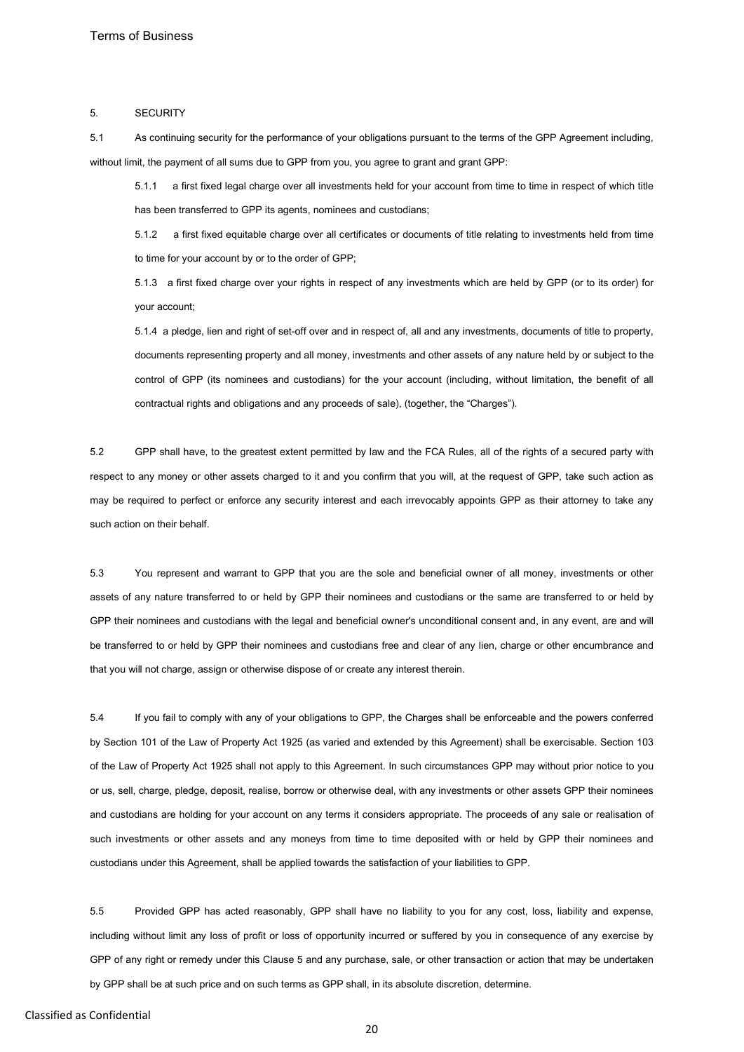## 5. SECURITY

5.1 As continuing security for the performance of your obligations pursuant to the terms of the GPP Agreement including, without limit, the payment of all sums due to GPP from you, you agree to grant and grant GPP:

5.1.1 a first fixed legal charge over all investments held for your account from time to time in respect of which title has been transferred to GPP its agents, nominees and custodians;

5.1.2 a first fixed equitable charge over all certificates or documents of title relating to investments held from time to time for your account by or to the order of GPP;

5.1.3 a first fixed charge over your rights in respect of any investments which are held by GPP (or to its order) for your account;

5.1.4 a pledge, lien and right of set-off over and in respect of, all and any investments, documents of title to property, documents representing property and all money, investments and other assets of any nature held by or subject to the control of GPP (its nominees and custodians) for the your account (including, without limitation, the benefit of all contractual rights and obligations and any proceeds of sale), (together, the "Charges").

5.2 GPP shall have, to the greatest extent permitted by law and the FCA Rules, all of the rights of a secured party with respect to any money or other assets charged to it and you confirm that you will, at the request of GPP, take such action as may be required to perfect or enforce any security interest and each irrevocably appoints GPP as their attorney to take any such action on their behalf.

5.3 You represent and warrant to GPP that you are the sole and beneficial owner of all money, investments or other assets of any nature transferred to or held by GPP their nominees and custodians or the same are transferred to or held by GPP their nominees and custodians with the legal and beneficial owner's unconditional consent and, in any event, are and will be transferred to or held by GPP their nominees and custodians free and clear of any lien, charge or other encumbrance and that you will not charge, assign or otherwise dispose of or create any interest therein.

5.4 If you fail to comply with any of your obligations to GPP, the Charges shall be enforceable and the powers conferred by Section 101 of the Law of Property Act 1925 (as varied and extended by this Agreement) shall be exercisable. Section 103 of the Law of Property Act 1925 shall not apply to this Agreement. In such circumstances GPP may without prior notice to you or us, sell, charge, pledge, deposit, realise, borrow or otherwise deal, with any investments or other assets GPP their nominees and custodians are holding for your account on any terms it considers appropriate. The proceeds of any sale or realisation of such investments or other assets and any moneys from time to time deposited with or held by GPP their nominees and custodians under this Agreement, shall be applied towards the satisfaction of your liabilities to GPP.

5.5 Provided GPP has acted reasonably, GPP shall have no liability to you for any cost, loss, liability and expense, including without limit any loss of profit or loss of opportunity incurred or suffered by you in consequence of any exercise by GPP of any right or remedy under this Clause 5 and any purchase, sale, or other transaction or action that may be undertaken by GPP shall be at such price and on such terms as GPP shall, in its absolute discretion, determine.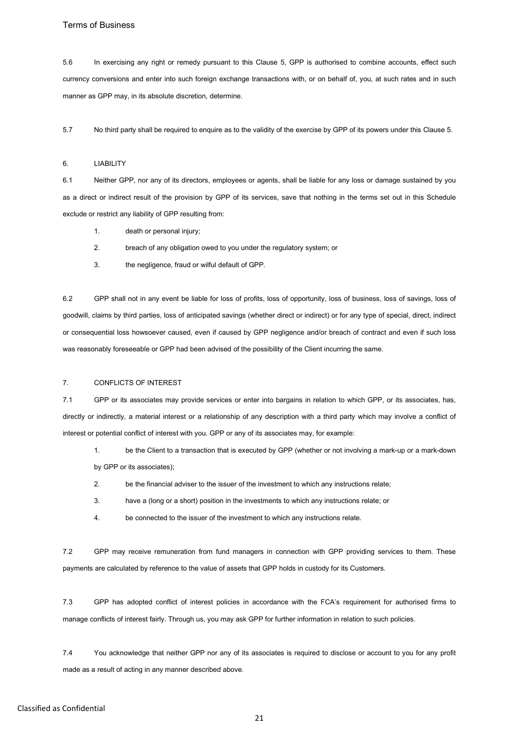5.6 In exercising any right or remedy pursuant to this Clause 5, GPP is authorised to combine accounts, effect such currency conversions and enter into such foreign exchange transactions with, or on behalf of, you, at such rates and in such manner as GPP may, in its absolute discretion, determine.

5.7 No third party shall be required to enquire as to the validity of the exercise by GPP of its powers under this Clause 5.

## 6. LIABILITY

6.1 Neither GPP, nor any of its directors, employees or agents, shall be liable for any loss or damage sustained by you as a direct or indirect result of the provision by GPP of its services, save that nothing in the terms set out in this Schedule exclude or restrict any liability of GPP resulting from:

1. death or personal injury;
2. breach of any obligation owed to you under the regulatory system; or
3. the negligence, fraud or wilful default of GPP.

6.2 GPP shall not in any event be liable for loss of profits, loss of opportunity, loss of business, loss of savings, loss of goodwill, claims by third parties, loss of anticipated savings (whether direct or indirect) or for any type of special, direct, indirect or consequential loss howsoever caused, even if caused by GPP negligence and/or breach of contract and even if such loss was reasonably foreseeable or GPP had been advised of the possibility of the Client incurring the same.

## 7. CONFLICTS OF INTEREST

7.1 GPP or its associates may provide services or enter into bargains in relation to which GPP, or its associates, has, directly or indirectly, a material interest or a relationship of any description with a third party which may involve a conflict of interest or potential conflict of interest with you. GPP or any of its associates may, for example:

1. be the Client to a transaction that is executed by GPP (whether or not involving a mark-up or a mark-down by GPP or its associates);
2. be the financial adviser to the issuer of the investment to which any instructions relate;
3. have a (long or a short) position in the investments to which any instructions relate; or
4. be connected to the issuer of the investment to which any instructions relate.

7.2 GPP may receive remuneration from fund managers in connection with GPP providing services to them. These payments are calculated by reference to the value of assets that GPP holds in custody for its Customers.

7.3 GPP has adopted conflict of interest policies in accordance with the FCA's requirement for authorised firms to manage conflicts of interest fairly. Through us, you may ask GPP for further information in relation to such policies.

7.4 You acknowledge that neither GPP nor any of its associates is required to disclose or account to you for any profit made as a result of acting in any manner described above.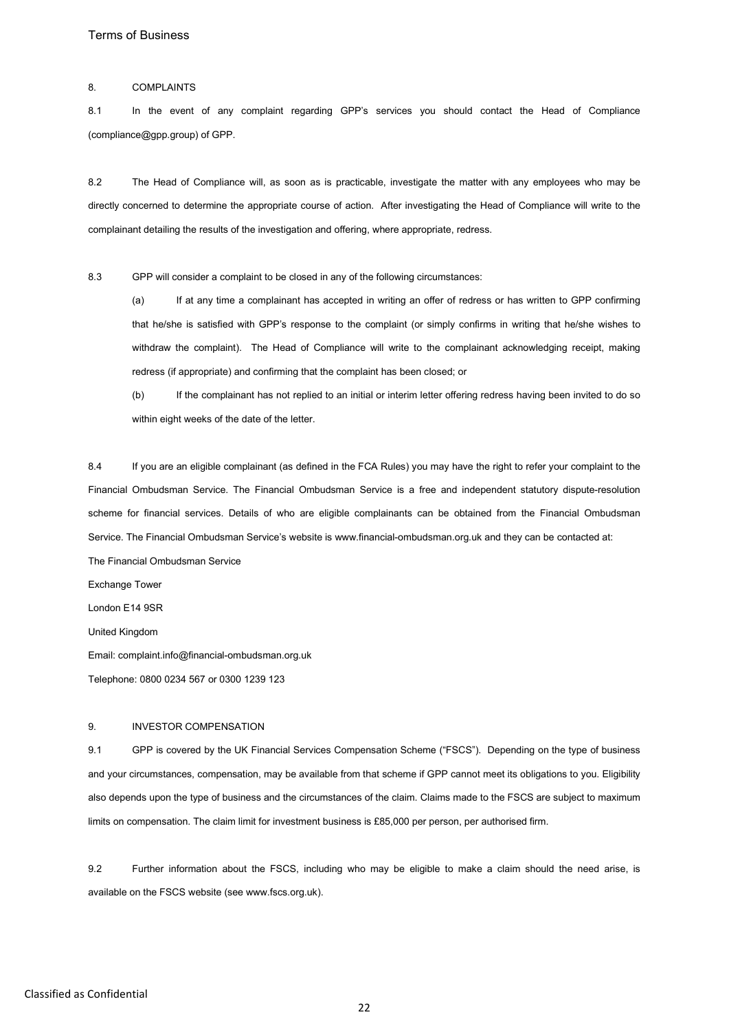## 8. COMPLAINTS

8.1 In the event of any complaint regarding GPP's services you should contact the Head of Compliance (compliance@gpp.group) of GPP.

8.2 The Head of Compliance will, as soon as is practicable, investigate the matter with any employees who may be directly concerned to determine the appropriate course of action. After investigating the Head of Compliance will write to the complainant detailing the results of the investigation and offering, where appropriate, redress.

8.3 GPP will consider a complaint to be closed in any of the following circumstances:

(a) If at any time a complainant has accepted in writing an offer of redress or has written to GPP confirming that he/she is satisfied with GPP's response to the complaint (or simply confirms in writing that he/she wishes to withdraw the complaint). The Head of Compliance will write to the complainant acknowledging receipt, making redress (if appropriate) and confirming that the complaint has been closed; or

(b) If the complainant has not replied to an initial or interim letter offering redress having been invited to do so within eight weeks of the date of the letter.

8.4 If you are an eligible complainant (as defined in the FCA Rules) you may have the right to refer your complaint to the Financial Ombudsman Service. The Financial Ombudsman Service is a free and independent statutory dispute-resolution scheme for financial services. Details of who are eligible complainants can be obtained from the Financial Ombudsman Service. The Financial Ombudsman Service's website is www.financial-ombudsman.org.uk and they can be contacted at:

The Financial Ombudsman Service

Exchange Tower

London E14 9SR

United Kingdom

Email: complaint.info@financial-ombudsman.org.uk

Telephone: 0800 0234 567 or 0300 1239 123

## 9. INVESTOR COMPENSATION

9.1 GPP is covered by the UK Financial Services Compensation Scheme ("FSCS"). Depending on the type of business and your circumstances, compensation, may be available from that scheme if GPP cannot meet its obligations to you. Eligibility also depends upon the type of business and the circumstances of the claim. Claims made to the FSCS are subject to maximum limits on compensation. The claim limit for investment business is £85,000 per person, per authorised firm.

9.2 Further information about the FSCS, including who may be eligible to make a claim should the need arise, is available on the FSCS website (see www.fscs.org.uk).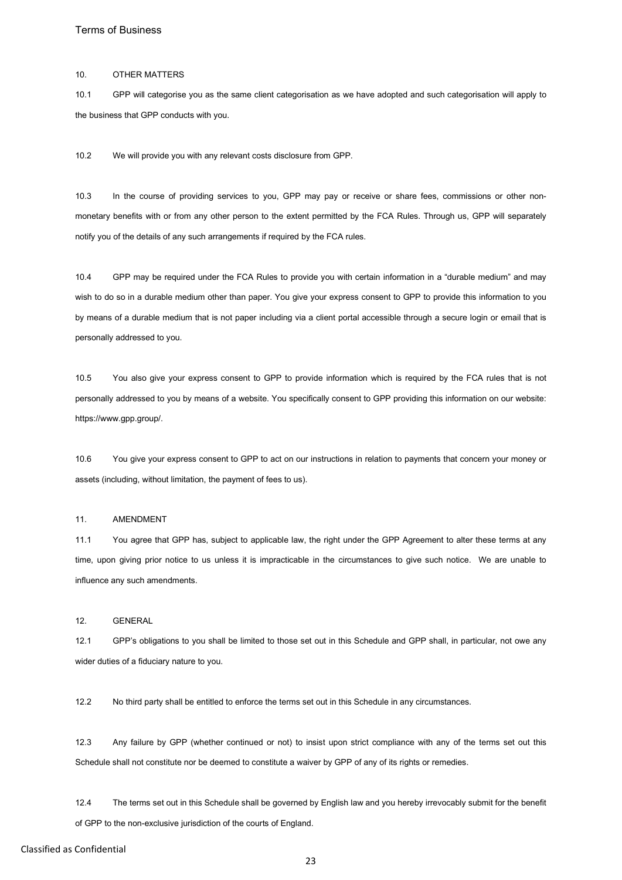## 10. OTHER MATTERS

10.1 GPP will categorise you as the same client categorisation as we have adopted and such categorisation will apply to the business that GPP conducts with you.

10.2 We will provide you with any relevant costs disclosure from GPP.

10.3 In the course of providing services to you, GPP may pay or receive or share fees, commissions or other non-monetary benefits with or from any other person to the extent permitted by the FCA Rules. Through us, GPP will separately notify you of the details of any such arrangements if required by the FCA rules.

10.4 GPP may be required under the FCA Rules to provide you with certain information in a "durable medium" and may wish to do so in a durable medium other than paper. You give your express consent to GPP to provide this information to you by means of a durable medium that is not paper including via a client portal accessible through a secure login or email that is personally addressed to you.

10.5 You also give your express consent to GPP to provide information which is required by the FCA rules that is not personally addressed to you by means of a website. You specifically consent to GPP providing this information on our website: https://www.gpp.group/.

10.6 You give your express consent to GPP to act on our instructions in relation to payments that concern your money or assets (including, without limitation, the payment of fees to us).

## 11. AMENDMENT

11.1 You agree that GPP has, subject to applicable law, the right under the GPP Agreement to alter these terms at any time, upon giving prior notice to us unless it is impracticable in the circumstances to give such notice. We are unable to influence any such amendments.

## 12. GENERAL

12.1 GPP's obligations to you shall be limited to those set out in this Schedule and GPP shall, in particular, not owe any wider duties of a fiduciary nature to you.

12.2 No third party shall be entitled to enforce the terms set out in this Schedule in any circumstances.

12.3 Any failure by GPP (whether continued or not) to insist upon strict compliance with any of the terms set out this Schedule shall not constitute nor be deemed to constitute a waiver by GPP of any of its rights or remedies.

12.4 The terms set out in this Schedule shall be governed by English law and you hereby irrevocably submit for the benefit of GPP to the non-exclusive jurisdiction of the courts of England.